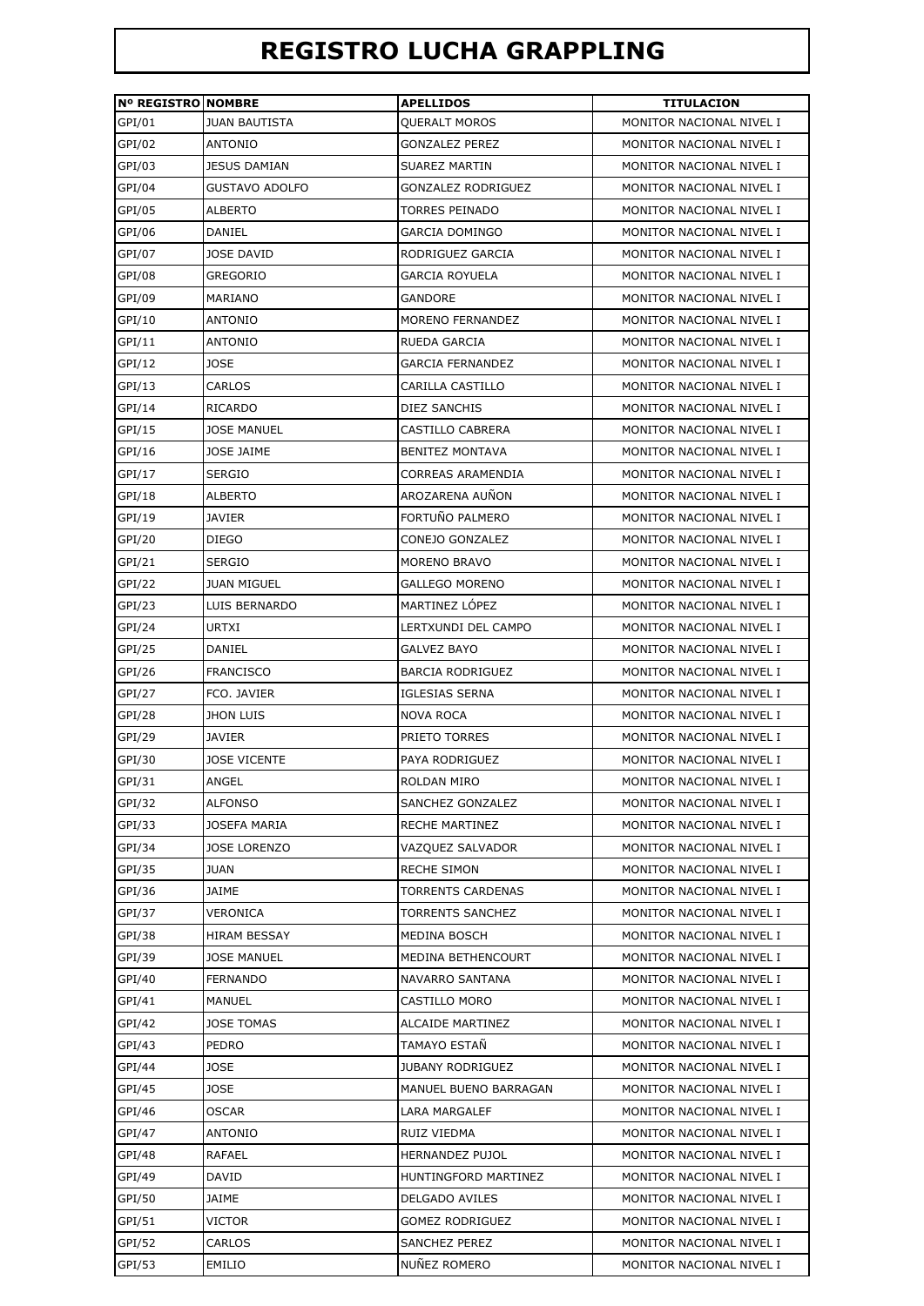# REGISTRO LUCHA GRAPPLING

| Nº REGISTRO | NOMBRE | APELLIDOS | TITULACION |
|---|---|---|---|
| GPI/01 | JUAN BAUTISTA | QUERALT MOROS | MONITOR NACIONAL NIVEL I |
| GPI/02 | ANTONIO | GONZALEZ PEREZ | MONITOR NACIONAL NIVEL I |
| GPI/03 | JESUS DAMIAN | SUAREZ MARTIN | MONITOR NACIONAL NIVEL I |
| GPI/04 | GUSTAVO ADOLFO | GONZALEZ RODRIGUEZ | MONITOR NACIONAL NIVEL I |
| GPI/05 | ALBERTO | TORRES PEINADO | MONITOR NACIONAL NIVEL I |
| GPI/06 | DANIEL | GARCIA DOMINGO | MONITOR NACIONAL NIVEL I |
| GPI/07 | JOSE DAVID | RODRIGUEZ GARCIA | MONITOR NACIONAL NIVEL I |
| GPI/08 | GREGORIO | GARCIA ROYUELA | MONITOR NACIONAL NIVEL I |
| GPI/09 | MARIANO | GANDORE | MONITOR NACIONAL NIVEL I |
| GPI/10 | ANTONIO | MORENO FERNANDEZ | MONITOR NACIONAL NIVEL I |
| GPI/11 | ANTONIO | RUEDA GARCIA | MONITOR NACIONAL NIVEL I |
| GPI/12 | JOSE | GARCIA FERNANDEZ | MONITOR NACIONAL NIVEL I |
| GPI/13 | CARLOS | CARILLA CASTILLO | MONITOR NACIONAL NIVEL I |
| GPI/14 | RICARDO | DIEZ SANCHIS | MONITOR NACIONAL NIVEL I |
| GPI/15 | JOSE MANUEL | CASTILLO CABRERA | MONITOR NACIONAL NIVEL I |
| GPI/16 | JOSE JAIME | BENITEZ MONTAVA | MONITOR NACIONAL NIVEL I |
| GPI/17 | SERGIO | CORREAS ARAMENDIA | MONITOR NACIONAL NIVEL I |
| GPI/18 | ALBERTO | AROZARENA AUÑON | MONITOR NACIONAL NIVEL I |
| GPI/19 | JAVIER | FORTUÑO PALMERO | MONITOR NACIONAL NIVEL I |
| GPI/20 | DIEGO | CONEJO GONZALEZ | MONITOR NACIONAL NIVEL I |
| GPI/21 | SERGIO | MORENO BRAVO | MONITOR NACIONAL NIVEL I |
| GPI/22 | JUAN MIGUEL | GALLEGO MORENO | MONITOR NACIONAL NIVEL I |
| GPI/23 | LUIS BERNARDO | MARTINEZ LÓPEZ | MONITOR NACIONAL NIVEL I |
| GPI/24 | URTXI | LERTXUNDI DEL CAMPO | MONITOR NACIONAL NIVEL I |
| GPI/25 | DANIEL | GALVEZ BAYO | MONITOR NACIONAL NIVEL I |
| GPI/26 | FRANCISCO | BARCIA RODRIGUEZ | MONITOR NACIONAL NIVEL I |
| GPI/27 | FCO. JAVIER | IGLESIAS SERNA | MONITOR NACIONAL NIVEL I |
| GPI/28 | JHON LUIS | NOVA ROCA | MONITOR NACIONAL NIVEL I |
| GPI/29 | JAVIER | PRIETO TORRES | MONITOR NACIONAL NIVEL I |
| GPI/30 | JOSE VICENTE | PAYA RODRIGUEZ | MONITOR NACIONAL NIVEL I |
| GPI/31 | ANGEL | ROLDAN MIRO | MONITOR NACIONAL NIVEL I |
| GPI/32 | ALFONSO | SANCHEZ GONZALEZ | MONITOR NACIONAL NIVEL I |
| GPI/33 | JOSEFA MARIA | RECHE MARTINEZ | MONITOR NACIONAL NIVEL I |
| GPI/34 | JOSE LORENZO | VAZQUEZ SALVADOR | MONITOR NACIONAL NIVEL I |
| GPI/35 | JUAN | RECHE SIMON | MONITOR NACIONAL NIVEL I |
| GPI/36 | JAIME | TORRENTS CARDENAS | MONITOR NACIONAL NIVEL I |
| GPI/37 | VERONICA | TORRENTS SANCHEZ | MONITOR NACIONAL NIVEL I |
| GPI/38 | HIRAM BESSAY | MEDINA BOSCH | MONITOR NACIONAL NIVEL I |
| GPI/39 | JOSE MANUEL | MEDINA BETHENCOURT | MONITOR NACIONAL NIVEL I |
| GPI/40 | FERNANDO | NAVARRO SANTANA | MONITOR NACIONAL NIVEL I |
| GPI/41 | MANUEL | CASTILLO MORO | MONITOR NACIONAL NIVEL I |
| GPI/42 | JOSE TOMAS | ALCAIDE MARTINEZ | MONITOR NACIONAL NIVEL I |
| GPI/43 | PEDRO | TAMAYO ESTAÑ | MONITOR NACIONAL NIVEL I |
| GPI/44 | JOSE | JUBANY RODRIGUEZ | MONITOR NACIONAL NIVEL I |
| GPI/45 | JOSE | MANUEL BUENO BARRAGAN | MONITOR NACIONAL NIVEL I |
| GPI/46 | OSCAR | LARA MARGALEF | MONITOR NACIONAL NIVEL I |
| GPI/47 | ANTONIO | RUIZ VIEDMA | MONITOR NACIONAL NIVEL I |
| GPI/48 | RAFAEL | HERNANDEZ PUJOL | MONITOR NACIONAL NIVEL I |
| GPI/49 | DAVID | HUNTINGFORD MARTINEZ | MONITOR NACIONAL NIVEL I |
| GPI/50 | JAIME | DELGADO AVILES | MONITOR NACIONAL NIVEL I |
| GPI/51 | VICTOR | GOMEZ RODRIGUEZ | MONITOR NACIONAL NIVEL I |
| GPI/52 | CARLOS | SANCHEZ PEREZ | MONITOR NACIONAL NIVEL I |
| GPI/53 | EMILIO | NUÑEZ ROMERO | MONITOR NACIONAL NIVEL I |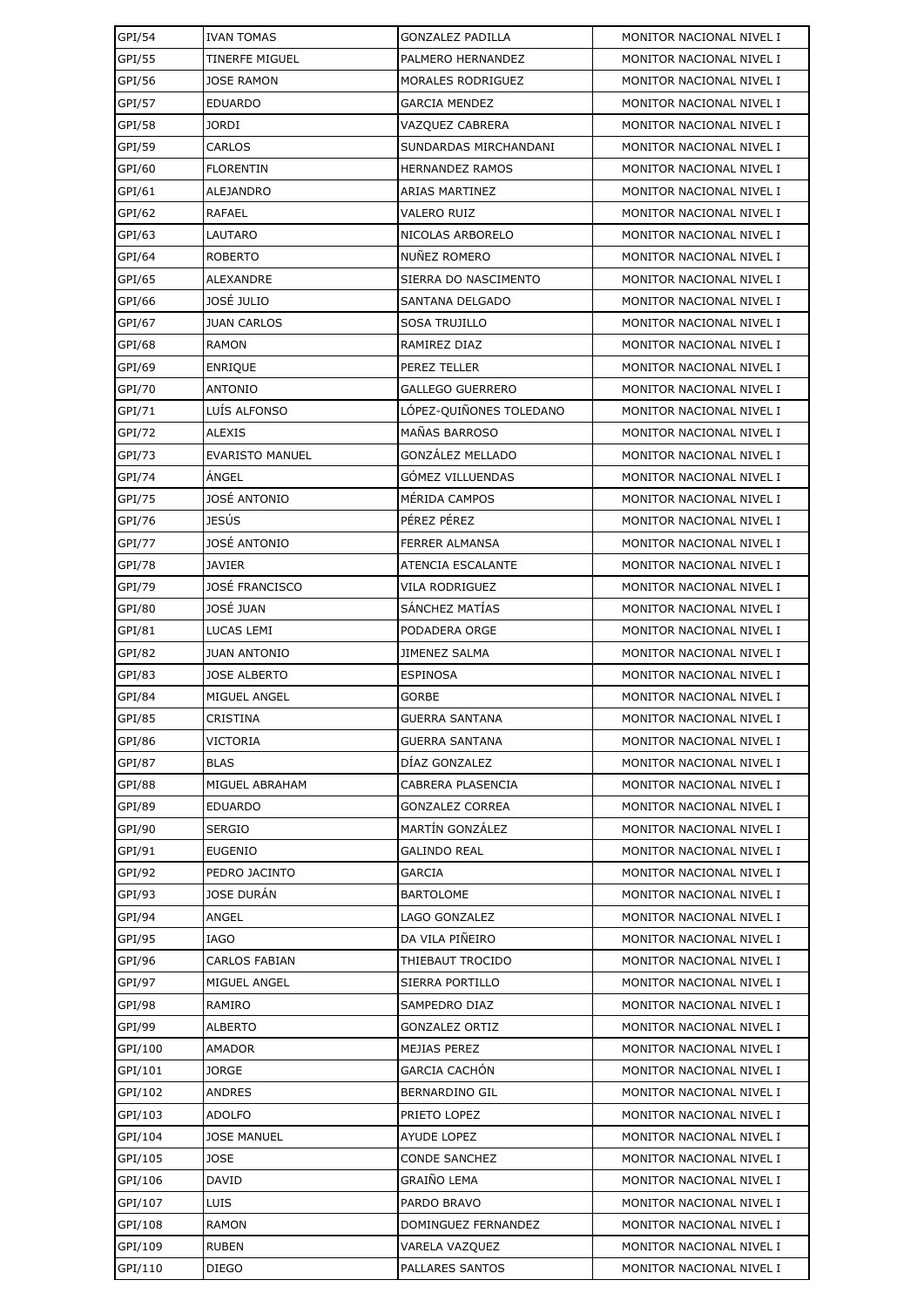| GPI/54 | IVAN TOMAS | GONZALEZ PADILLA | MONITOR NACIONAL NIVEL I |
|---|---|---|---|
| GPI/55 | TINERFE MIGUEL | PALMERO HERNANDEZ | MONITOR NACIONAL NIVEL I |
| GPI/56 | JOSE RAMON | MORALES RODRIGUEZ | MONITOR NACIONAL NIVEL I |
| GPI/57 | EDUARDO | GARCIA MENDEZ | MONITOR NACIONAL NIVEL I |
| GPI/58 | JORDI | VAZQUEZ CABRERA | MONITOR NACIONAL NIVEL I |
| GPI/59 | CARLOS | SUNDARDAS MIRCHANDANI | MONITOR NACIONAL NIVEL I |
| GPI/60 | FLORENTIN | HERNANDEZ RAMOS | MONITOR NACIONAL NIVEL I |
| GPI/61 | ALEJANDRO | ARIAS MARTINEZ | MONITOR NACIONAL NIVEL I |
| GPI/62 | RAFAEL | VALERO RUIZ | MONITOR NACIONAL NIVEL I |
| GPI/63 | LAUTARO | NICOLAS ARBORELO | MONITOR NACIONAL NIVEL I |
| GPI/64 | ROBERTO | NUÑEZ ROMERO | MONITOR NACIONAL NIVEL I |
| GPI/65 | ALEXANDRE | SIERRA DO NASCIMENTO | MONITOR NACIONAL NIVEL I |
| GPI/66 | JOSÉ JULIO | SANTANA DELGADO | MONITOR NACIONAL NIVEL I |
| GPI/67 | JUAN CARLOS | SOSA TRUJILLO | MONITOR NACIONAL NIVEL I |
| GPI/68 | RAMON | RAMIREZ DIAZ | MONITOR NACIONAL NIVEL I |
| GPI/69 | ENRIQUE | PEREZ TELLER | MONITOR NACIONAL NIVEL I |
| GPI/70 | ANTONIO | GALLEGO GUERRERO | MONITOR NACIONAL NIVEL I |
| GPI/71 | LUÍS ALFONSO | LÓPEZ-QUIÑONES TOLEDANO | MONITOR NACIONAL NIVEL I |
| GPI/72 | ALEXIS | MAÑAS BARROSO | MONITOR NACIONAL NIVEL I |
| GPI/73 | EVARISTO MANUEL | GONZÁLEZ MELLADO | MONITOR NACIONAL NIVEL I |
| GPI/74 | ÁNGEL | GÓMEZ VILLUENDAS | MONITOR NACIONAL NIVEL I |
| GPI/75 | JOSÉ ANTONIO | MÉRIDA CAMPOS | MONITOR NACIONAL NIVEL I |
| GPI/76 | JESÚS | PÉREZ PÉREZ | MONITOR NACIONAL NIVEL I |
| GPI/77 | JOSÉ ANTONIO | FERRER ALMANSA | MONITOR NACIONAL NIVEL I |
| GPI/78 | JAVIER | ATENCIA ESCALANTE | MONITOR NACIONAL NIVEL I |
| GPI/79 | JOSÉ FRANCISCO | VILA RODRIGUEZ | MONITOR NACIONAL NIVEL I |
| GPI/80 | JOSÉ JUAN | SÁNCHEZ MATÍAS | MONITOR NACIONAL NIVEL I |
| GPI/81 | LUCAS LEMI | PODADERA ORGE | MONITOR NACIONAL NIVEL I |
| GPI/82 | JUAN ANTONIO | JIMENEZ SALMA | MONITOR NACIONAL NIVEL I |
| GPI/83 | JOSE ALBERTO | ESPINOSA | MONITOR NACIONAL NIVEL I |
| GPI/84 | MIGUEL ANGEL | GORBE | MONITOR NACIONAL NIVEL I |
| GPI/85 | CRISTINA | GUERRA SANTANA | MONITOR NACIONAL NIVEL I |
| GPI/86 | VICTORIA | GUERRA SANTANA | MONITOR NACIONAL NIVEL I |
| GPI/87 | BLAS | DÍAZ GONZALEZ | MONITOR NACIONAL NIVEL I |
| GPI/88 | MIGUEL ABRAHAM | CABRERA PLASENCIA | MONITOR NACIONAL NIVEL I |
| GPI/89 | EDUARDO | GONZALEZ CORREA | MONITOR NACIONAL NIVEL I |
| GPI/90 | SERGIO | MARTÍN GONZÁLEZ | MONITOR NACIONAL NIVEL I |
| GPI/91 | EUGENIO | GALINDO REAL | MONITOR NACIONAL NIVEL I |
| GPI/92 | PEDRO JACINTO | GARCIA | MONITOR NACIONAL NIVEL I |
| GPI/93 | JOSE DURÁN | BARTOLOME | MONITOR NACIONAL NIVEL I |
| GPI/94 | ANGEL | LAGO GONZALEZ | MONITOR NACIONAL NIVEL I |
| GPI/95 | IAGO | DA VILA PIÑEIRO | MONITOR NACIONAL NIVEL I |
| GPI/96 | CARLOS FABIAN | THIEBAUT TROCIDO | MONITOR NACIONAL NIVEL I |
| GPI/97 | MIGUEL ANGEL | SIERRA PORTILLO | MONITOR NACIONAL NIVEL I |
| GPI/98 | RAMIRO | SAMPEDRO DIAZ | MONITOR NACIONAL NIVEL I |
| GPI/99 | ALBERTO | GONZALEZ ORTIZ | MONITOR NACIONAL NIVEL I |
| GPI/100 | AMADOR | MEJIAS PEREZ | MONITOR NACIONAL NIVEL I |
| GPI/101 | JORGE | GARCIA CACHÓN | MONITOR NACIONAL NIVEL I |
| GPI/102 | ANDRES | BERNARDINO GIL | MONITOR NACIONAL NIVEL I |
| GPI/103 | ADOLFO | PRIETO LOPEZ | MONITOR NACIONAL NIVEL I |
| GPI/104 | JOSE MANUEL | AYUDE LOPEZ | MONITOR NACIONAL NIVEL I |
| GPI/105 | JOSE | CONDE SANCHEZ | MONITOR NACIONAL NIVEL I |
| GPI/106 | DAVID | GRAIÑO LEMA | MONITOR NACIONAL NIVEL I |
| GPI/107 | LUIS | PARDO BRAVO | MONITOR NACIONAL NIVEL I |
| GPI/108 | RAMON | DOMINGUEZ FERNANDEZ | MONITOR NACIONAL NIVEL I |
| GPI/109 | RUBEN | VARELA VAZQUEZ | MONITOR NACIONAL NIVEL I |
| GPI/110 | DIEGO | PALLARES SANTOS | MONITOR NACIONAL NIVEL I |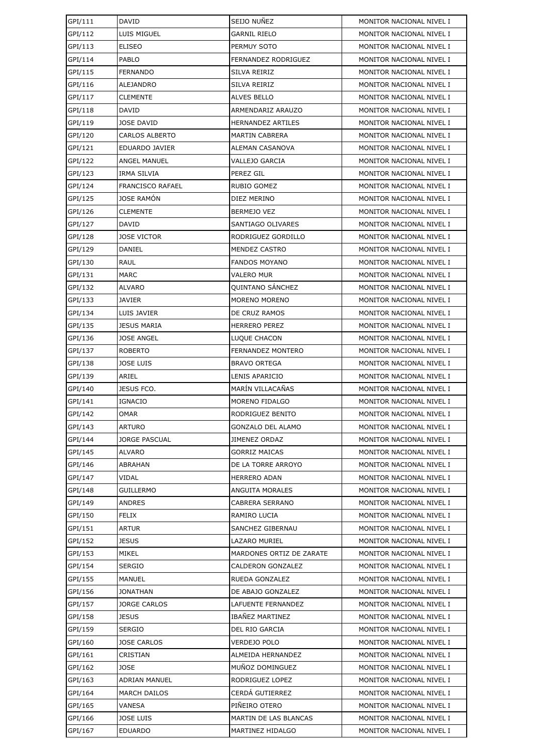| GPI/111 | DAVID | SEIJO NUÑEZ | MONITOR NACIONAL NIVEL I |
|---|---|---|---|
| GPI/112 | LUIS MIGUEL | GARNIL RIELO | MONITOR NACIONAL NIVEL I |
| GPI/113 | ELISEO | PERMUY SOTO | MONITOR NACIONAL NIVEL I |
| GPI/114 | PABLO | FERNANDEZ RODRIGUEZ | MONITOR NACIONAL NIVEL I |
| GPI/115 | FERNANDO | SILVA REIRIZ | MONITOR NACIONAL NIVEL I |
| GPI/116 | ALEJANDRO | SILVA REIRIZ | MONITOR NACIONAL NIVEL I |
| GPI/117 | CLEMENTE | ALVES BELLO | MONITOR NACIONAL NIVEL I |
| GPI/118 | DAVID | ARMENDARIZ ARAUZO | MONITOR NACIONAL NIVEL I |
| GPI/119 | JOSE DAVID | HERNANDEZ ARTILES | MONITOR NACIONAL NIVEL I |
| GPI/120 | CARLOS ALBERTO | MARTIN CABRERA | MONITOR NACIONAL NIVEL I |
| GPI/121 | EDUARDO JAVIER | ALEMAN CASANOVA | MONITOR NACIONAL NIVEL I |
| GPI/122 | ANGEL MANUEL | VALLEJO GARCIA | MONITOR NACIONAL NIVEL I |
| GPI/123 | IRMA SILVIA | PEREZ GIL | MONITOR NACIONAL NIVEL I |
| GPI/124 | FRANCISCO RAFAEL | RUBIO GOMEZ | MONITOR NACIONAL NIVEL I |
| GPI/125 | JOSE RAMÓN | DIEZ MERINO | MONITOR NACIONAL NIVEL I |
| GPI/126 | CLEMENTE | BERMEJO VEZ | MONITOR NACIONAL NIVEL I |
| GPI/127 | DAVID | SANTIAGO OLIVARES | MONITOR NACIONAL NIVEL I |
| GPI/128 | JOSE VICTOR | RODRIGUEZ GORDILLO | MONITOR NACIONAL NIVEL I |
| GPI/129 | DANIEL | MENDEZ CASTRO | MONITOR NACIONAL NIVEL I |
| GPI/130 | RAUL | FANDOS MOYANO | MONITOR NACIONAL NIVEL I |
| GPI/131 | MARC | VALERO MUR | MONITOR NACIONAL NIVEL I |
| GPI/132 | ALVARO | QUINTANO SÁNCHEZ | MONITOR NACIONAL NIVEL I |
| GPI/133 | JAVIER | MORENO MORENO | MONITOR NACIONAL NIVEL I |
| GPI/134 | LUIS JAVIER | DE CRUZ RAMOS | MONITOR NACIONAL NIVEL I |
| GPI/135 | JESUS MARIA | HERRERO PEREZ | MONITOR NACIONAL NIVEL I |
| GPI/136 | JOSE ANGEL | LUQUE CHACON | MONITOR NACIONAL NIVEL I |
| GPI/137 | ROBERTO | FERNANDEZ MONTERO | MONITOR NACIONAL NIVEL I |
| GPI/138 | JOSE LUIS | BRAVO ORTEGA | MONITOR NACIONAL NIVEL I |
| GPI/139 | ARIEL | LENIS APARICIO | MONITOR NACIONAL NIVEL I |
| GPI/140 | JESUS FCO. | MARÍN VILLACAÑAS | MONITOR NACIONAL NIVEL I |
| GPI/141 | IGNACIO | MORENO FIDALGO | MONITOR NACIONAL NIVEL I |
| GPI/142 | OMAR | RODRIGUEZ BENITO | MONITOR NACIONAL NIVEL I |
| GPI/143 | ARTURO | GONZALO DEL ALAMO | MONITOR NACIONAL NIVEL I |
| GPI/144 | JORGE PASCUAL | JIMENEZ ORDAZ | MONITOR NACIONAL NIVEL I |
| GPI/145 | ALVARO | GORRIZ MAICAS | MONITOR NACIONAL NIVEL I |
| GPI/146 | ABRAHAN | DE LA TORRE ARROYO | MONITOR NACIONAL NIVEL I |
| GPI/147 | VIDAL | HERRERO ADAN | MONITOR NACIONAL NIVEL I |
| GPI/148 | GUILLERMO | ANGUITA MORALES | MONITOR NACIONAL NIVEL I |
| GPI/149 | ANDRES | CABRERA SERRANO | MONITOR NACIONAL NIVEL I |
| GPI/150 | FELIX | RAMIRO LUCIA | MONITOR NACIONAL NIVEL I |
| GPI/151 | ARTUR | SANCHEZ GIBERNAU | MONITOR NACIONAL NIVEL I |
| GPI/152 | JESUS | LAZARO MURIEL | MONITOR NACIONAL NIVEL I |
| GPI/153 | MIKEL | MARDONES ORTIZ DE ZARATE | MONITOR NACIONAL NIVEL I |
| GPI/154 | SERGIO | CALDERON GONZALEZ | MONITOR NACIONAL NIVEL I |
| GPI/155 | MANUEL | RUEDA GONZALEZ | MONITOR NACIONAL NIVEL I |
| GPI/156 | JONATHAN | DE ABAJO GONZALEZ | MONITOR NACIONAL NIVEL I |
| GPI/157 | JORGE CARLOS | LAFUENTE FERNANDEZ | MONITOR NACIONAL NIVEL I |
| GPI/158 | JESUS | IBAÑEZ MARTINEZ | MONITOR NACIONAL NIVEL I |
| GPI/159 | SERGIO | DEL RIO GARCIA | MONITOR NACIONAL NIVEL I |
| GPI/160 | JOSE CARLOS | VERDEJO POLO | MONITOR NACIONAL NIVEL I |
| GPI/161 | CRISTIAN | ALMEIDA HERNANDEZ | MONITOR NACIONAL NIVEL I |
| GPI/162 | JOSE | MUÑOZ DOMINGUEZ | MONITOR NACIONAL NIVEL I |
| GPI/163 | ADRIAN MANUEL | RODRIGUEZ LOPEZ | MONITOR NACIONAL NIVEL I |
| GPI/164 | MARCH DAILOS | CERDÁ GUTIERREZ | MONITOR NACIONAL NIVEL I |
| GPI/165 | VANESA | PIÑEIRO OTERO | MONITOR NACIONAL NIVEL I |
| GPI/166 | JOSE LUIS | MARTIN DE LAS BLANCAS | MONITOR NACIONAL NIVEL I |
| GPI/167 | EDUARDO | MARTINEZ HIDALGO | MONITOR NACIONAL NIVEL I |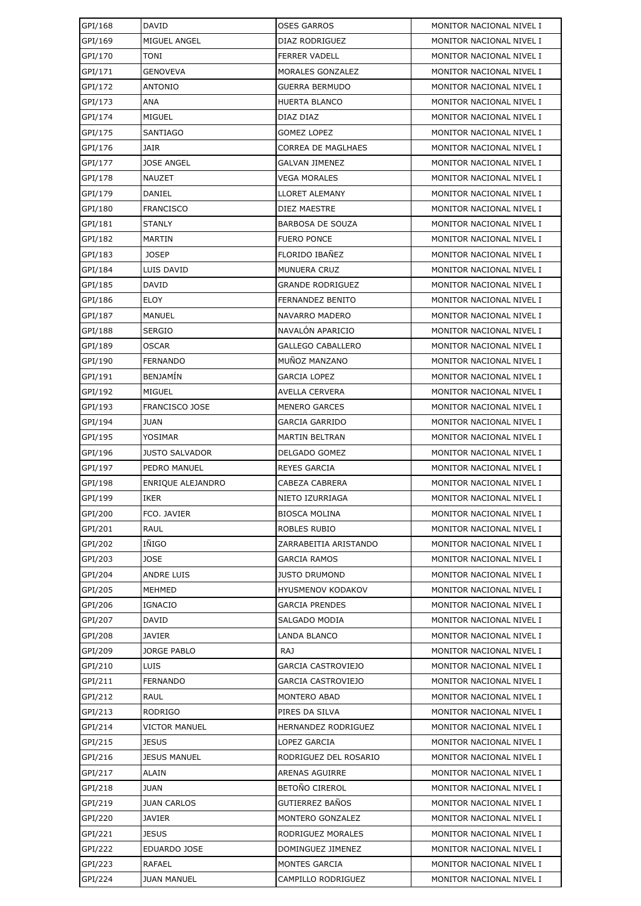| | | | |
|---|---|---|---|
| GPI/168 | DAVID | OSES GARROS | MONITOR NACIONAL NIVEL I |
| GPI/169 | MIGUEL ANGEL | DIAZ RODRIGUEZ | MONITOR NACIONAL NIVEL I |
| GPI/170 | TONI | FERRER VADELL | MONITOR NACIONAL NIVEL I |
| GPI/171 | GENOVEVA | MORALES GONZALEZ | MONITOR NACIONAL NIVEL I |
| GPI/172 | ANTONIO | GUERRA BERMUDO | MONITOR NACIONAL NIVEL I |
| GPI/173 | ANA | HUERTA BLANCO | MONITOR NACIONAL NIVEL I |
| GPI/174 | MIGUEL | DIAZ DIAZ | MONITOR NACIONAL NIVEL I |
| GPI/175 | SANTIAGO | GOMEZ LOPEZ | MONITOR NACIONAL NIVEL I |
| GPI/176 | JAIR | CORREA DE MAGLHAES | MONITOR NACIONAL NIVEL I |
| GPI/177 | JOSE ANGEL | GALVAN JIMENEZ | MONITOR NACIONAL NIVEL I |
| GPI/178 | NAUZET | VEGA MORALES | MONITOR NACIONAL NIVEL I |
| GPI/179 | DANIEL | LLORET ALEMANY | MONITOR NACIONAL NIVEL I |
| GPI/180 | FRANCISCO | DIEZ MAESTRE | MONITOR NACIONAL NIVEL I |
| GPI/181 | STANLY | BARBOSA DE SOUZA | MONITOR NACIONAL NIVEL I |
| GPI/182 | MARTIN | FUERO PONCE | MONITOR NACIONAL NIVEL I |
| GPI/183 | JOSEP | FLORIDO IBAÑEZ | MONITOR NACIONAL NIVEL I |
| GPI/184 | LUIS DAVID | MUNUERA CRUZ | MONITOR NACIONAL NIVEL I |
| GPI/185 | DAVID | GRANDE RODRIGUEZ | MONITOR NACIONAL NIVEL I |
| GPI/186 | ELOY | FERNANDEZ BENITO | MONITOR NACIONAL NIVEL I |
| GPI/187 | MANUEL | NAVARRO MADERO | MONITOR NACIONAL NIVEL I |
| GPI/188 | SERGIO | NAVALÓN APARICIO | MONITOR NACIONAL NIVEL I |
| GPI/189 | OSCAR | GALLEGO CABALLERO | MONITOR NACIONAL NIVEL I |
| GPI/190 | FERNANDO | MUÑOZ MANZANO | MONITOR NACIONAL NIVEL I |
| GPI/191 | BENJAMÍN | GARCIA LOPEZ | MONITOR NACIONAL NIVEL I |
| GPI/192 | MIGUEL | AVELLA CERVERA | MONITOR NACIONAL NIVEL I |
| GPI/193 | FRANCISCO JOSE | MENERO GARCES | MONITOR NACIONAL NIVEL I |
| GPI/194 | JUAN | GARCIA GARRIDO | MONITOR NACIONAL NIVEL I |
| GPI/195 | YOSIMAR | MARTIN BELTRAN | MONITOR NACIONAL NIVEL I |
| GPI/196 | JUSTO SALVADOR | DELGADO GOMEZ | MONITOR NACIONAL NIVEL I |
| GPI/197 | PEDRO MANUEL | REYES GARCIA | MONITOR NACIONAL NIVEL I |
| GPI/198 | ENRIQUE ALEJANDRO | CABEZA CABRERA | MONITOR NACIONAL NIVEL I |
| GPI/199 | IKER | NIETO IZURRIAGA | MONITOR NACIONAL NIVEL I |
| GPI/200 | FCO. JAVIER | BIOSCA MOLINA | MONITOR NACIONAL NIVEL I |
| GPI/201 | RAUL | ROBLES RUBIO | MONITOR NACIONAL NIVEL I |
| GPI/202 | IÑIGO | ZARRABEITIA ARISTANDO | MONITOR NACIONAL NIVEL I |
| GPI/203 | JOSE | GARCIA RAMOS | MONITOR NACIONAL NIVEL I |
| GPI/204 | ANDRE LUIS | JUSTO DRUMOND | MONITOR NACIONAL NIVEL I |
| GPI/205 | MEHMED | HYUSMENOV KODAKOV | MONITOR NACIONAL NIVEL I |
| GPI/206 | IGNACIO | GARCIA PRENDES | MONITOR NACIONAL NIVEL I |
| GPI/207 | DAVID | SALGADO MODIA | MONITOR NACIONAL NIVEL I |
| GPI/208 | JAVIER | LANDA BLANCO | MONITOR NACIONAL NIVEL I |
| GPI/209 | JORGE PABLO | RAJ | MONITOR NACIONAL NIVEL I |
| GPI/210 | LUIS | GARCIA CASTROVIEJO | MONITOR NACIONAL NIVEL I |
| GPI/211 | FERNANDO | GARCIA CASTROVIEJO | MONITOR NACIONAL NIVEL I |
| GPI/212 | RAUL | MONTERO ABAD | MONITOR NACIONAL NIVEL I |
| GPI/213 | RODRIGO | PIRES DA SILVA | MONITOR NACIONAL NIVEL I |
| GPI/214 | VICTOR MANUEL | HERNANDEZ RODRIGUEZ | MONITOR NACIONAL NIVEL I |
| GPI/215 | JESUS | LOPEZ GARCIA | MONITOR NACIONAL NIVEL I |
| GPI/216 | JESUS MANUEL | RODRIGUEZ DEL ROSARIO | MONITOR NACIONAL NIVEL I |
| GPI/217 | ALAIN | ARENAS AGUIRRE | MONITOR NACIONAL NIVEL I |
| GPI/218 | JUAN | BETOÑO CIREROL | MONITOR NACIONAL NIVEL I |
| GPI/219 | JUAN CARLOS | GUTIERREZ BAÑOS | MONITOR NACIONAL NIVEL I |
| GPI/220 | JAVIER | MONTERO GONZALEZ | MONITOR NACIONAL NIVEL I |
| GPI/221 | JESUS | RODRIGUEZ MORALES | MONITOR NACIONAL NIVEL I |
| GPI/222 | EDUARDO JOSE | DOMINGUEZ JIMENEZ | MONITOR NACIONAL NIVEL I |
| GPI/223 | RAFAEL | MONTES GARCIA | MONITOR NACIONAL NIVEL I |
| GPI/224 | JUAN MANUEL | CAMPILLO RODRIGUEZ | MONITOR NACIONAL NIVEL I |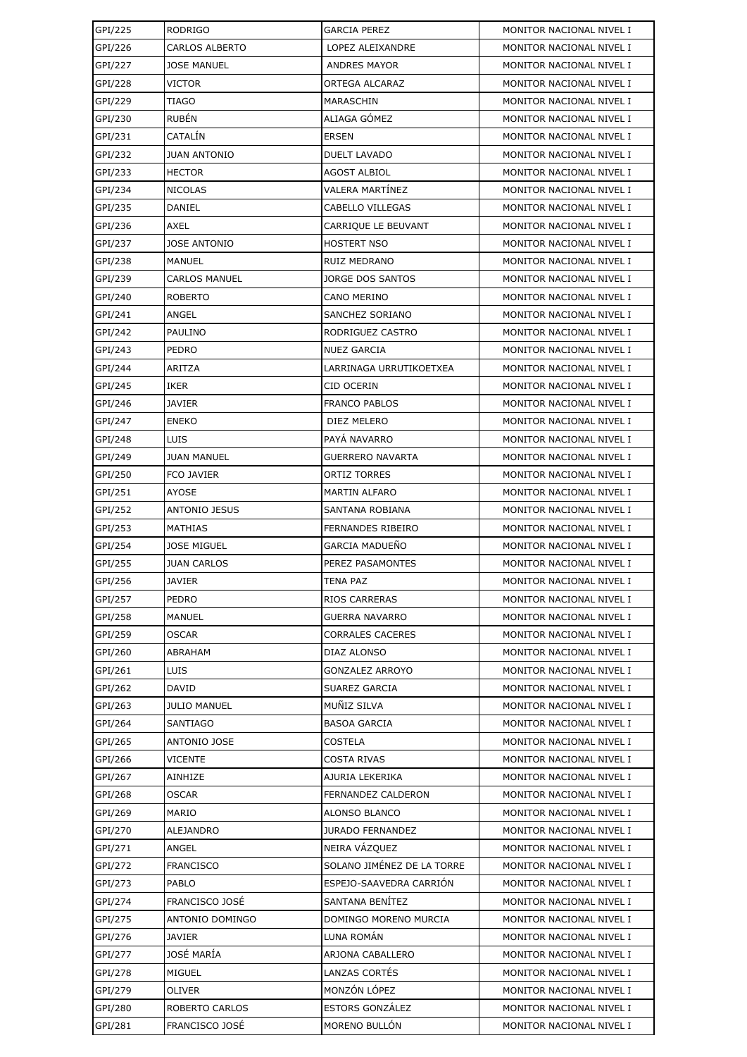| GPI/225 | RODRIGO | GARCIA PEREZ | MONITOR NACIONAL NIVEL I |
|---|---|---|---|
| GPI/226 | CARLOS ALBERTO | LOPEZ ALEIXANDRE | MONITOR NACIONAL NIVEL I |
| GPI/227 | JOSE MANUEL | ANDRES MAYOR | MONITOR NACIONAL NIVEL I |
| GPI/228 | VICTOR | ORTEGA ALCARAZ | MONITOR NACIONAL NIVEL I |
| GPI/229 | TIAGO | MARASCHIN | MONITOR NACIONAL NIVEL I |
| GPI/230 | RUBÉN | ALIAGA GÓMEZ | MONITOR NACIONAL NIVEL I |
| GPI/231 | CATALÍN | ERSEN | MONITOR NACIONAL NIVEL I |
| GPI/232 | JUAN ANTONIO | DUELT LAVADO | MONITOR NACIONAL NIVEL I |
| GPI/233 | HECTOR | AGOST ALBIOL | MONITOR NACIONAL NIVEL I |
| GPI/234 | NICOLAS | VALERA MARTÍNEZ | MONITOR NACIONAL NIVEL I |
| GPI/235 | DANIEL | CABELLO VILLEGAS | MONITOR NACIONAL NIVEL I |
| GPI/236 | AXEL | CARRIQUE LE BEUVANT | MONITOR NACIONAL NIVEL I |
| GPI/237 | JOSE ANTONIO | HOSTERT NSO | MONITOR NACIONAL NIVEL I |
| GPI/238 | MANUEL | RUIZ MEDRANO | MONITOR NACIONAL NIVEL I |
| GPI/239 | CARLOS MANUEL | JORGE DOS SANTOS | MONITOR NACIONAL NIVEL I |
| GPI/240 | ROBERTO | CANO MERINO | MONITOR NACIONAL NIVEL I |
| GPI/241 | ANGEL | SANCHEZ SORIANO | MONITOR NACIONAL NIVEL I |
| GPI/242 | PAULINO | RODRIGUEZ CASTRO | MONITOR NACIONAL NIVEL I |
| GPI/243 | PEDRO | NUEZ GARCIA | MONITOR NACIONAL NIVEL I |
| GPI/244 | ARITZA | LARRINAGA URRUTIKOETXEA | MONITOR NACIONAL NIVEL I |
| GPI/245 | IKER | CID OCERIN | MONITOR NACIONAL NIVEL I |
| GPI/246 | JAVIER | FRANCO PABLOS | MONITOR NACIONAL NIVEL I |
| GPI/247 | ENEKO | DIEZ MELERO | MONITOR NACIONAL NIVEL I |
| GPI/248 | LUIS | PAYÁ NAVARRO | MONITOR NACIONAL NIVEL I |
| GPI/249 | JUAN MANUEL | GUERRERO NAVARTA | MONITOR NACIONAL NIVEL I |
| GPI/250 | FCO JAVIER | ORTIZ TORRES | MONITOR NACIONAL NIVEL I |
| GPI/251 | AYOSE | MARTIN ALFARO | MONITOR NACIONAL NIVEL I |
| GPI/252 | ANTONIO JESUS | SANTANA ROBIANA | MONITOR NACIONAL NIVEL I |
| GPI/253 | MATHIAS | FERNANDES RIBEIRO | MONITOR NACIONAL NIVEL I |
| GPI/254 | JOSE MIGUEL | GARCIA MADUEÑO | MONITOR NACIONAL NIVEL I |
| GPI/255 | JUAN CARLOS | PEREZ PASAMONTES | MONITOR NACIONAL NIVEL I |
| GPI/256 | JAVIER | TENA PAZ | MONITOR NACIONAL NIVEL I |
| GPI/257 | PEDRO | RIOS CARRERAS | MONITOR NACIONAL NIVEL I |
| GPI/258 | MANUEL | GUERRA NAVARRO | MONITOR NACIONAL NIVEL I |
| GPI/259 | OSCAR | CORRALES CACERES | MONITOR NACIONAL NIVEL I |
| GPI/260 | ABRAHAM | DIAZ ALONSO | MONITOR NACIONAL NIVEL I |
| GPI/261 | LUIS | GONZALEZ ARROYO | MONITOR NACIONAL NIVEL I |
| GPI/262 | DAVID | SUAREZ GARCIA | MONITOR NACIONAL NIVEL I |
| GPI/263 | JULIO MANUEL | MUÑIZ SILVA | MONITOR NACIONAL NIVEL I |
| GPI/264 | SANTIAGO | BASOA GARCIA | MONITOR NACIONAL NIVEL I |
| GPI/265 | ANTONIO JOSE | COSTELA | MONITOR NACIONAL NIVEL I |
| GPI/266 | VICENTE | COSTA RIVAS | MONITOR NACIONAL NIVEL I |
| GPI/267 | AINHIZE | AJURIA LEKERIKA | MONITOR NACIONAL NIVEL I |
| GPI/268 | OSCAR | FERNANDEZ CALDERON | MONITOR NACIONAL NIVEL I |
| GPI/269 | MARIO | ALONSO BLANCO | MONITOR NACIONAL NIVEL I |
| GPI/270 | ALEJANDRO | JURADO FERNANDEZ | MONITOR NACIONAL NIVEL I |
| GPI/271 | ANGEL | NEIRA VÁZQUEZ | MONITOR NACIONAL NIVEL I |
| GPI/272 | FRANCISCO | SOLANO JIMÉNEZ DE LA TORRE | MONITOR NACIONAL NIVEL I |
| GPI/273 | PABLO | ESPEJO-SAAVEDRA CARRIÓN | MONITOR NACIONAL NIVEL I |
| GPI/274 | FRANCISCO JOSÉ | SANTANA BENÍTEZ | MONITOR NACIONAL NIVEL I |
| GPI/275 | ANTONIO DOMINGO | DOMINGO MORENO MURCIA | MONITOR NACIONAL NIVEL I |
| GPI/276 | JAVIER | LUNA ROMÁN | MONITOR NACIONAL NIVEL I |
| GPI/277 | JOSÉ MARÍA | ARJONA CABALLERO | MONITOR NACIONAL NIVEL I |
| GPI/278 | MIGUEL | LANZAS CORTÉS | MONITOR NACIONAL NIVEL I |
| GPI/279 | OLIVER | MONZÓN LÓPEZ | MONITOR NACIONAL NIVEL I |
| GPI/280 | ROBERTO CARLOS | ESTORS GONZÁLEZ | MONITOR NACIONAL NIVEL I |
| GPI/281 | FRANCISCO JOSÉ | MORENO BULLÓN | MONITOR NACIONAL NIVEL I |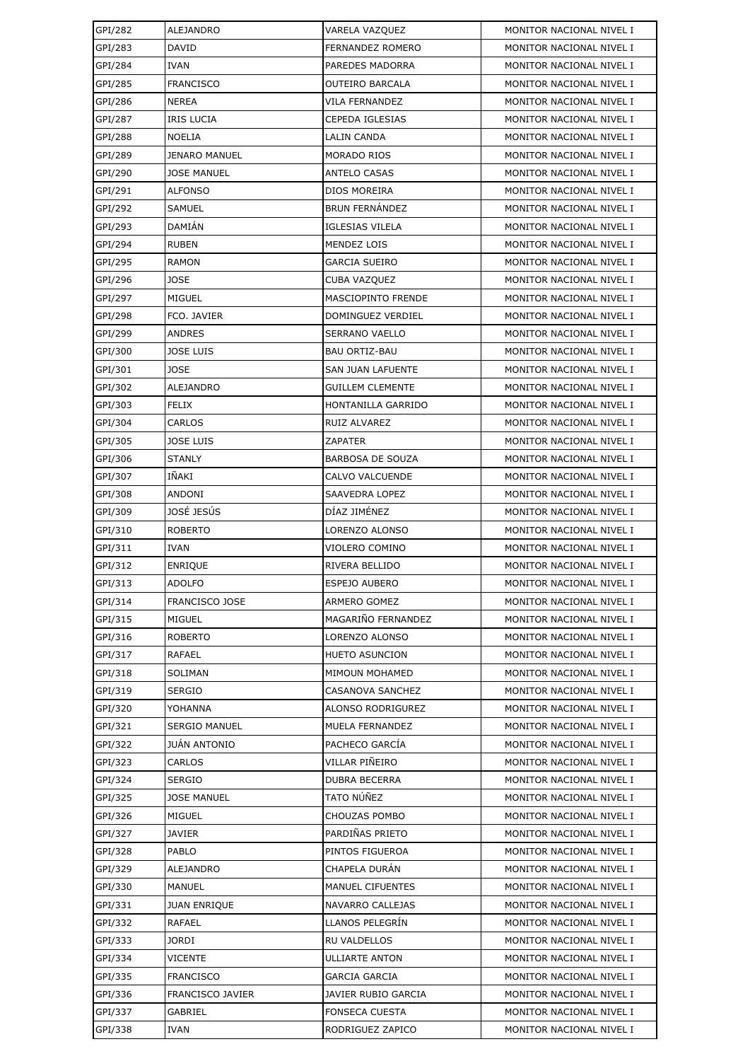| GPI/282 | ALEJANDRO | VARELA VAZQUEZ | MONITOR NACIONAL NIVEL I |
|---|---|---|---|
| GPI/283 | DAVID | FERNANDEZ ROMERO | MONITOR NACIONAL NIVEL I |
| GPI/284 | IVAN | PAREDES MADORRA | MONITOR NACIONAL NIVEL I |
| GPI/285 | FRANCISCO | OUTEIRO BARCALA | MONITOR NACIONAL NIVEL I |
| GPI/286 | NEREA | VILA FERNANDEZ | MONITOR NACIONAL NIVEL I |
| GPI/287 | IRIS LUCIA | CEPEDA IGLESIAS | MONITOR NACIONAL NIVEL I |
| GPI/288 | NOELIA | LALIN CANDA | MONITOR NACIONAL NIVEL I |
| GPI/289 | JENARO MANUEL | MORADO RIOS | MONITOR NACIONAL NIVEL I |
| GPI/290 | JOSE MANUEL | ANTELO CASAS | MONITOR NACIONAL NIVEL I |
| GPI/291 | ALFONSO | DIOS MOREIRA | MONITOR NACIONAL NIVEL I |
| GPI/292 | SAMUEL | BRUN FERNÁNDEZ | MONITOR NACIONAL NIVEL I |
| GPI/293 | DAMIÁN | IGLESIAS VILELA | MONITOR NACIONAL NIVEL I |
| GPI/294 | RUBEN | MENDEZ LOIS | MONITOR NACIONAL NIVEL I |
| GPI/295 | RAMON | GARCIA SUEIRO | MONITOR NACIONAL NIVEL I |
| GPI/296 | JOSE | CUBA VAZQUEZ | MONITOR NACIONAL NIVEL I |
| GPI/297 | MIGUEL | MASCIOPINTO FRENDE | MONITOR NACIONAL NIVEL I |
| GPI/298 | FCO. JAVIER | DOMINGUEZ VERDIEL | MONITOR NACIONAL NIVEL I |
| GPI/299 | ANDRES | SERRANO VAELLO | MONITOR NACIONAL NIVEL I |
| GPI/300 | JOSE LUIS | BAU ORTIZ-BAU | MONITOR NACIONAL NIVEL I |
| GPI/301 | JOSE | SAN JUAN LAFUENTE | MONITOR NACIONAL NIVEL I |
| GPI/302 | ALEJANDRO | GUILLEM CLEMENTE | MONITOR NACIONAL NIVEL I |
| GPI/303 | FELIX | HONTANILLA GARRIDO | MONITOR NACIONAL NIVEL I |
| GPI/304 | CARLOS | RUIZ ALVAREZ | MONITOR NACIONAL NIVEL I |
| GPI/305 | JOSE LUIS | ZAPATER | MONITOR NACIONAL NIVEL I |
| GPI/306 | STANLY | BARBOSA DE SOUZA | MONITOR NACIONAL NIVEL I |
| GPI/307 | IÑAKI | CALVO VALCUENDE | MONITOR NACIONAL NIVEL I |
| GPI/308 | ANDONI | SAAVEDRA LOPEZ | MONITOR NACIONAL NIVEL I |
| GPI/309 | JOSÉ JESÚS | DÍAZ JIMÉNEZ | MONITOR NACIONAL NIVEL I |
| GPI/310 | ROBERTO | LORENZO ALONSO | MONITOR NACIONAL NIVEL I |
| GPI/311 | IVAN | VIOLERO COMINO | MONITOR NACIONAL NIVEL I |
| GPI/312 | ENRIQUE | RIVERA BELLIDO | MONITOR NACIONAL NIVEL I |
| GPI/313 | ADOLFO | ESPEJO AUBERO | MONITOR NACIONAL NIVEL I |
| GPI/314 | FRANCISCO JOSE | ARMERO GOMEZ | MONITOR NACIONAL NIVEL I |
| GPI/315 | MIGUEL | MAGARIÑO FERNANDEZ | MONITOR NACIONAL NIVEL I |
| GPI/316 | ROBERTO | LORENZO ALONSO | MONITOR NACIONAL NIVEL I |
| GPI/317 | RAFAEL | HUETO ASUNCION | MONITOR NACIONAL NIVEL I |
| GPI/318 | SOLIMAN | MIMOUN MOHAMED | MONITOR NACIONAL NIVEL I |
| GPI/319 | SERGIO | CASANOVA SANCHEZ | MONITOR NACIONAL NIVEL I |
| GPI/320 | YOHANNA | ALONSO RODRIGUREZ | MONITOR NACIONAL NIVEL I |
| GPI/321 | SERGIO MANUEL | MUELA FERNANDEZ | MONITOR NACIONAL NIVEL I |
| GPI/322 | JUÁN ANTONIO | PACHECO GARCÍA | MONITOR NACIONAL NIVEL I |
| GPI/323 | CARLOS | VILLAR PIÑEIRO | MONITOR NACIONAL NIVEL I |
| GPI/324 | SERGIO | DUBRA BECERRA | MONITOR NACIONAL NIVEL I |
| GPI/325 | JOSE MANUEL | TATO NÚÑEZ | MONITOR NACIONAL NIVEL I |
| GPI/326 | MIGUEL | CHOUZAS POMBO | MONITOR NACIONAL NIVEL I |
| GPI/327 | JAVIER | PARDIÑAS PRIETO | MONITOR NACIONAL NIVEL I |
| GPI/328 | PABLO | PINTOS FIGUEROA | MONITOR NACIONAL NIVEL I |
| GPI/329 | ALEJANDRO | CHAPELA DURÁN | MONITOR NACIONAL NIVEL I |
| GPI/330 | MANUEL | MANUEL CIFUENTES | MONITOR NACIONAL NIVEL I |
| GPI/331 | JUAN ENRIQUE | NAVARRO CALLEJAS | MONITOR NACIONAL NIVEL I |
| GPI/332 | RAFAEL | LLANOS PELEGRÍN | MONITOR NACIONAL NIVEL I |
| GPI/333 | JORDI | RU VALDELLOS | MONITOR NACIONAL NIVEL I |
| GPI/334 | VICENTE | ULLIARTE ANTON | MONITOR NACIONAL NIVEL I |
| GPI/335 | FRANCISCO | GARCIA GARCIA | MONITOR NACIONAL NIVEL I |
| GPI/336 | FRANCISCO JAVIER | JAVIER RUBIO GARCIA | MONITOR NACIONAL NIVEL I |
| GPI/337 | GABRIEL | FONSECA CUESTA | MONITOR NACIONAL NIVEL I |
| GPI/338 | IVAN | RODRIGUEZ ZAPICO | MONITOR NACIONAL NIVEL I |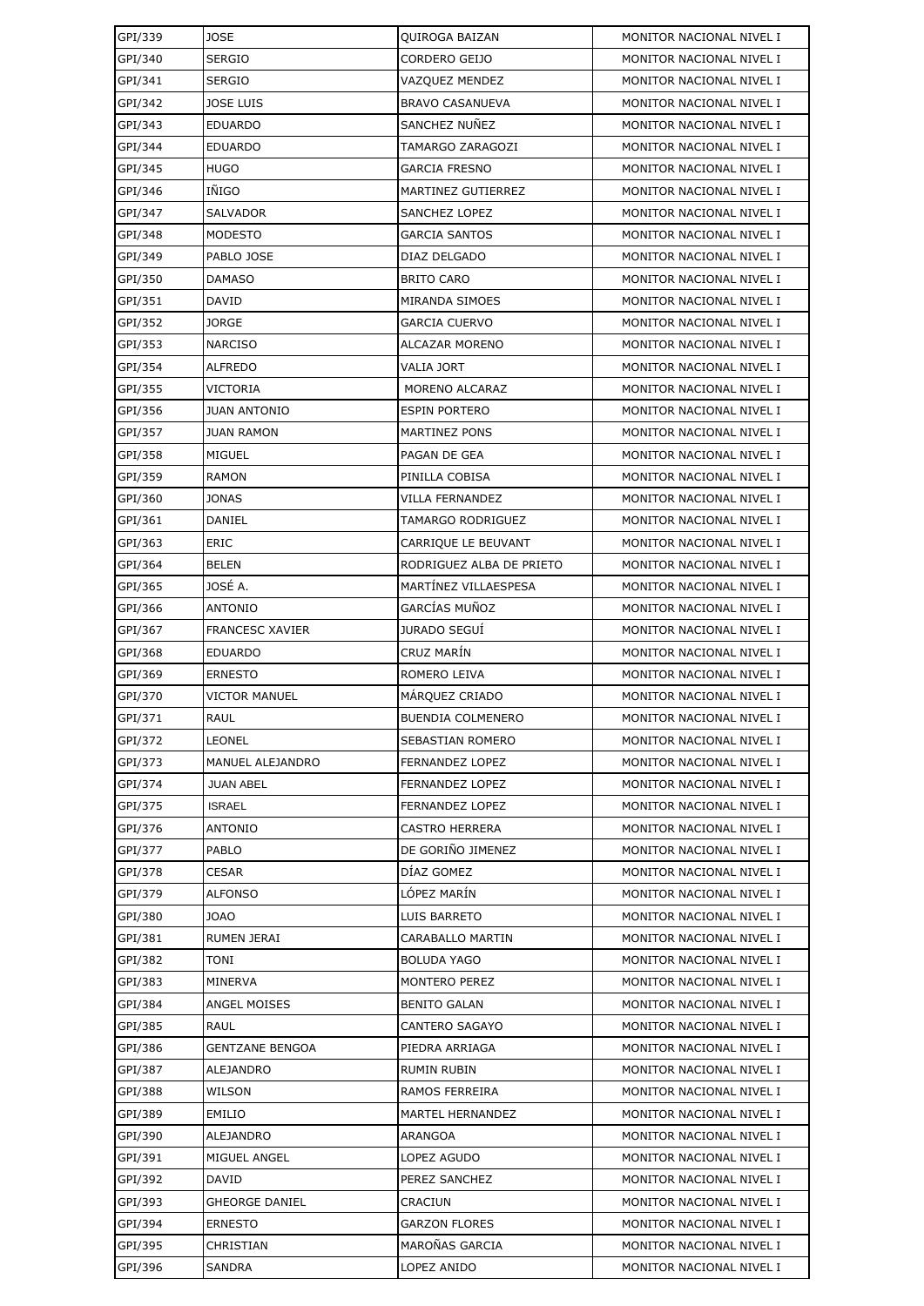| GPI/339 | JOSE | QUIROGA BAIZAN | MONITOR NACIONAL NIVEL I |
|---|---|---|---|
| GPI/340 | SERGIO | CORDERO GEIJO | MONITOR NACIONAL NIVEL I |
| GPI/341 | SERGIO | VAZQUEZ MENDEZ | MONITOR NACIONAL NIVEL I |
| GPI/342 | JOSE LUIS | BRAVO CASANUEVA | MONITOR NACIONAL NIVEL I |
| GPI/343 | EDUARDO | SANCHEZ NUÑEZ | MONITOR NACIONAL NIVEL I |
| GPI/344 | EDUARDO | TAMARGO ZARAGOZI | MONITOR NACIONAL NIVEL I |
| GPI/345 | HUGO | GARCIA FRESNO | MONITOR NACIONAL NIVEL I |
| GPI/346 | IÑIGO | MARTINEZ GUTIERREZ | MONITOR NACIONAL NIVEL I |
| GPI/347 | SALVADOR | SANCHEZ LOPEZ | MONITOR NACIONAL NIVEL I |
| GPI/348 | MODESTO | GARCIA SANTOS | MONITOR NACIONAL NIVEL I |
| GPI/349 | PABLO JOSE | DIAZ DELGADO | MONITOR NACIONAL NIVEL I |
| GPI/350 | DAMASO | BRITO CARO | MONITOR NACIONAL NIVEL I |
| GPI/351 | DAVID | MIRANDA SIMOES | MONITOR NACIONAL NIVEL I |
| GPI/352 | JORGE | GARCIA CUERVO | MONITOR NACIONAL NIVEL I |
| GPI/353 | NARCISO | ALCAZAR MORENO | MONITOR NACIONAL NIVEL I |
| GPI/354 | ALFREDO | VALIA JORT | MONITOR NACIONAL NIVEL I |
| GPI/355 | VICTORIA | MORENO ALCARAZ | MONITOR NACIONAL NIVEL I |
| GPI/356 | JUAN ANTONIO | ESPIN PORTERO | MONITOR NACIONAL NIVEL I |
| GPI/357 | JUAN RAMON | MARTINEZ PONS | MONITOR NACIONAL NIVEL I |
| GPI/358 | MIGUEL | PAGAN DE GEA | MONITOR NACIONAL NIVEL I |
| GPI/359 | RAMON | PINILLA COBISA | MONITOR NACIONAL NIVEL I |
| GPI/360 | JONAS | VILLA FERNANDEZ | MONITOR NACIONAL NIVEL I |
| GPI/361 | DANIEL | TAMARGO RODRIGUEZ | MONITOR NACIONAL NIVEL I |
| GPI/363 | ERIC | CARRIQUE LE BEUVANT | MONITOR NACIONAL NIVEL I |
| GPI/364 | BELEN | RODRIGUEZ ALBA DE PRIETO | MONITOR NACIONAL NIVEL I |
| GPI/365 | JOSÉ A. | MARTÍNEZ VILLAESPESA | MONITOR NACIONAL NIVEL I |
| GPI/366 | ANTONIO | GARCÍAS MUÑOZ | MONITOR NACIONAL NIVEL I |
| GPI/367 | FRANCESC XAVIER | JURADO SEGUÍ | MONITOR NACIONAL NIVEL I |
| GPI/368 | EDUARDO | CRUZ MARÍN | MONITOR NACIONAL NIVEL I |
| GPI/369 | ERNESTO | ROMERO LEIVA | MONITOR NACIONAL NIVEL I |
| GPI/370 | VICTOR MANUEL | MÁRQUEZ CRIADO | MONITOR NACIONAL NIVEL I |
| GPI/371 | RAUL | BUENDIA COLMENERO | MONITOR NACIONAL NIVEL I |
| GPI/372 | LEONEL | SEBASTIAN ROMERO | MONITOR NACIONAL NIVEL I |
| GPI/373 | MANUEL ALEJANDRO | FERNANDEZ LOPEZ | MONITOR NACIONAL NIVEL I |
| GPI/374 | JUAN ABEL | FERNANDEZ LOPEZ | MONITOR NACIONAL NIVEL I |
| GPI/375 | ISRAEL | FERNANDEZ LOPEZ | MONITOR NACIONAL NIVEL I |
| GPI/376 | ANTONIO | CASTRO HERRERA | MONITOR NACIONAL NIVEL I |
| GPI/377 | PABLO | DE GORIÑO JIMENEZ | MONITOR NACIONAL NIVEL I |
| GPI/378 | CESAR | DÍAZ GOMEZ | MONITOR NACIONAL NIVEL I |
| GPI/379 | ALFONSO | LÓPEZ MARÍN | MONITOR NACIONAL NIVEL I |
| GPI/380 | JOAO | LUIS BARRETO | MONITOR NACIONAL NIVEL I |
| GPI/381 | RUMEN JERAI | CARABALLO MARTIN | MONITOR NACIONAL NIVEL I |
| GPI/382 | TONI | BOLUDA YAGO | MONITOR NACIONAL NIVEL I |
| GPI/383 | MINERVA | MONTERO PEREZ | MONITOR NACIONAL NIVEL I |
| GPI/384 | ANGEL MOISES | BENITO GALAN | MONITOR NACIONAL NIVEL I |
| GPI/385 | RAUL | CANTERO SAGAYO | MONITOR NACIONAL NIVEL I |
| GPI/386 | GENTZANE BENGOA | PIEDRA ARRIAGA | MONITOR NACIONAL NIVEL I |
| GPI/387 | ALEJANDRO | RUMIN RUBIN | MONITOR NACIONAL NIVEL I |
| GPI/388 | WILSON | RAMOS FERREIRA | MONITOR NACIONAL NIVEL I |
| GPI/389 | EMILIO | MARTEL HERNANDEZ | MONITOR NACIONAL NIVEL I |
| GPI/390 | ALEJANDRO | ARANGOA | MONITOR NACIONAL NIVEL I |
| GPI/391 | MIGUEL ANGEL | LOPEZ AGUDO | MONITOR NACIONAL NIVEL I |
| GPI/392 | DAVID | PEREZ SANCHEZ | MONITOR NACIONAL NIVEL I |
| GPI/393 | GHEORGE DANIEL | CRACIUN | MONITOR NACIONAL NIVEL I |
| GPI/394 | ERNESTO | GARZON FLORES | MONITOR NACIONAL NIVEL I |
| GPI/395 | CHRISTIAN | MAROÑAS GARCIA | MONITOR NACIONAL NIVEL I |
| GPI/396 | SANDRA | LOPEZ ANIDO | MONITOR NACIONAL NIVEL I |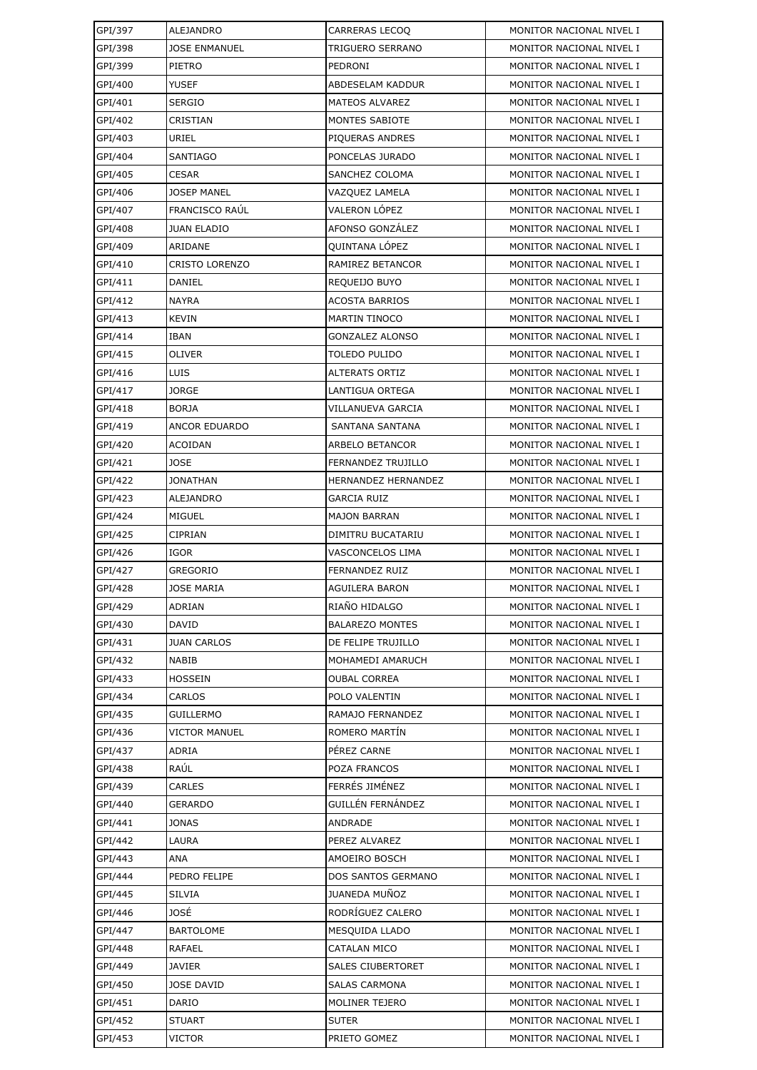| GPI/397 | ALEJANDRO | CARRERAS LECOQ | MONITOR NACIONAL NIVEL I |
|---|---|---|---|
| GPI/398 | JOSE ENMANUEL | TRIGUERO SERRANO | MONITOR NACIONAL NIVEL I |
| GPI/399 | PIETRO | PEDRONI | MONITOR NACIONAL NIVEL I |
| GPI/400 | YUSEF | ABDESELAM KADDUR | MONITOR NACIONAL NIVEL I |
| GPI/401 | SERGIO | MATEOS ALVAREZ | MONITOR NACIONAL NIVEL I |
| GPI/402 | CRISTIAN | MONTES SABIOTE | MONITOR NACIONAL NIVEL I |
| GPI/403 | URIEL | PIQUERAS ANDRES | MONITOR NACIONAL NIVEL I |
| GPI/404 | SANTIAGO | PONCELAS JURADO | MONITOR NACIONAL NIVEL I |
| GPI/405 | CESAR | SANCHEZ COLOMA | MONITOR NACIONAL NIVEL I |
| GPI/406 | JOSEP MANEL | VAZQUEZ LAMELA | MONITOR NACIONAL NIVEL I |
| GPI/407 | FRANCISCO RAÚL | VALERON LÓPEZ | MONITOR NACIONAL NIVEL I |
| GPI/408 | JUAN ELADIO | AFONSO GONZÁLEZ | MONITOR NACIONAL NIVEL I |
| GPI/409 | ARIDANE | QUINTANA LÓPEZ | MONITOR NACIONAL NIVEL I |
| GPI/410 | CRISTO LORENZO | RAMIREZ BETANCOR | MONITOR NACIONAL NIVEL I |
| GPI/411 | DANIEL | REQUEIJO BUYO | MONITOR NACIONAL NIVEL I |
| GPI/412 | NAYRA | ACOSTA BARRIOS | MONITOR NACIONAL NIVEL I |
| GPI/413 | KEVIN | MARTIN TINOCO | MONITOR NACIONAL NIVEL I |
| GPI/414 | IBAN | GONZALEZ ALONSO | MONITOR NACIONAL NIVEL I |
| GPI/415 | OLIVER | TOLEDO PULIDO | MONITOR NACIONAL NIVEL I |
| GPI/416 | LUIS | ALTERATS ORTIZ | MONITOR NACIONAL NIVEL I |
| GPI/417 | JORGE | LANTIGUA ORTEGA | MONITOR NACIONAL NIVEL I |
| GPI/418 | BORJA | VILLANUEVA GARCIA | MONITOR NACIONAL NIVEL I |
| GPI/419 | ANCOR EDUARDO | SANTANA SANTANA | MONITOR NACIONAL NIVEL I |
| GPI/420 | ACOIDAN | ARBELO BETANCOR | MONITOR NACIONAL NIVEL I |
| GPI/421 | JOSE | FERNANDEZ TRUJILLO | MONITOR NACIONAL NIVEL I |
| GPI/422 | JONATHAN | HERNANDEZ HERNANDEZ | MONITOR NACIONAL NIVEL I |
| GPI/423 | ALEJANDRO | GARCIA RUIZ | MONITOR NACIONAL NIVEL I |
| GPI/424 | MIGUEL | MAJON BARRAN | MONITOR NACIONAL NIVEL I |
| GPI/425 | CIPRIAN | DIMITRU BUCATARIU | MONITOR NACIONAL NIVEL I |
| GPI/426 | IGOR | VASCONCELOS LIMA | MONITOR NACIONAL NIVEL I |
| GPI/427 | GREGORIO | FERNANDEZ RUIZ | MONITOR NACIONAL NIVEL I |
| GPI/428 | JOSE MARIA | AGUILERA BARON | MONITOR NACIONAL NIVEL I |
| GPI/429 | ADRIAN | RIAÑO HIDALGO | MONITOR NACIONAL NIVEL I |
| GPI/430 | DAVID | BALAREZO MONTES | MONITOR NACIONAL NIVEL I |
| GPI/431 | JUAN CARLOS | DE FELIPE TRUJILLO | MONITOR NACIONAL NIVEL I |
| GPI/432 | NABIB | MOHAMEDI AMARUCH | MONITOR NACIONAL NIVEL I |
| GPI/433 | HOSSEIN | OUBAL CORREA | MONITOR NACIONAL NIVEL I |
| GPI/434 | CARLOS | POLO VALENTIN | MONITOR NACIONAL NIVEL I |
| GPI/435 | GUILLERMO | RAMAJO FERNANDEZ | MONITOR NACIONAL NIVEL I |
| GPI/436 | VICTOR MANUEL | ROMERO MARTÍN | MONITOR NACIONAL NIVEL I |
| GPI/437 | ADRIA | PÉREZ CARNE | MONITOR NACIONAL NIVEL I |
| GPI/438 | RAÚL | POZA FRANCOS | MONITOR NACIONAL NIVEL I |
| GPI/439 | CARLES | FERRÉS JIMÉNEZ | MONITOR NACIONAL NIVEL I |
| GPI/440 | GERARDO | GUILLÉN FERNÁNDEZ | MONITOR NACIONAL NIVEL I |
| GPI/441 | JONAS | ANDRADE | MONITOR NACIONAL NIVEL I |
| GPI/442 | LAURA | PEREZ ALVAREZ | MONITOR NACIONAL NIVEL I |
| GPI/443 | ANA | AMOEIRO BOSCH | MONITOR NACIONAL NIVEL I |
| GPI/444 | PEDRO FELIPE | DOS SANTOS GERMANO | MONITOR NACIONAL NIVEL I |
| GPI/445 | SILVIA | JUANEDA MUÑOZ | MONITOR NACIONAL NIVEL I |
| GPI/446 | JOSÉ | RODRÍGUEZ CALERO | MONITOR NACIONAL NIVEL I |
| GPI/447 | BARTOLOME | MESQUIDA LLADO | MONITOR NACIONAL NIVEL I |
| GPI/448 | RAFAEL | CATALAN MICO | MONITOR NACIONAL NIVEL I |
| GPI/449 | JAVIER | SALES CIUBERTORET | MONITOR NACIONAL NIVEL I |
| GPI/450 | JOSE DAVID | SALAS CARMONA | MONITOR NACIONAL NIVEL I |
| GPI/451 | DARIO | MOLINER TEJERO | MONITOR NACIONAL NIVEL I |
| GPI/452 | STUART | SUTER | MONITOR NACIONAL NIVEL I |
| GPI/453 | VICTOR | PRIETO GOMEZ | MONITOR NACIONAL NIVEL I |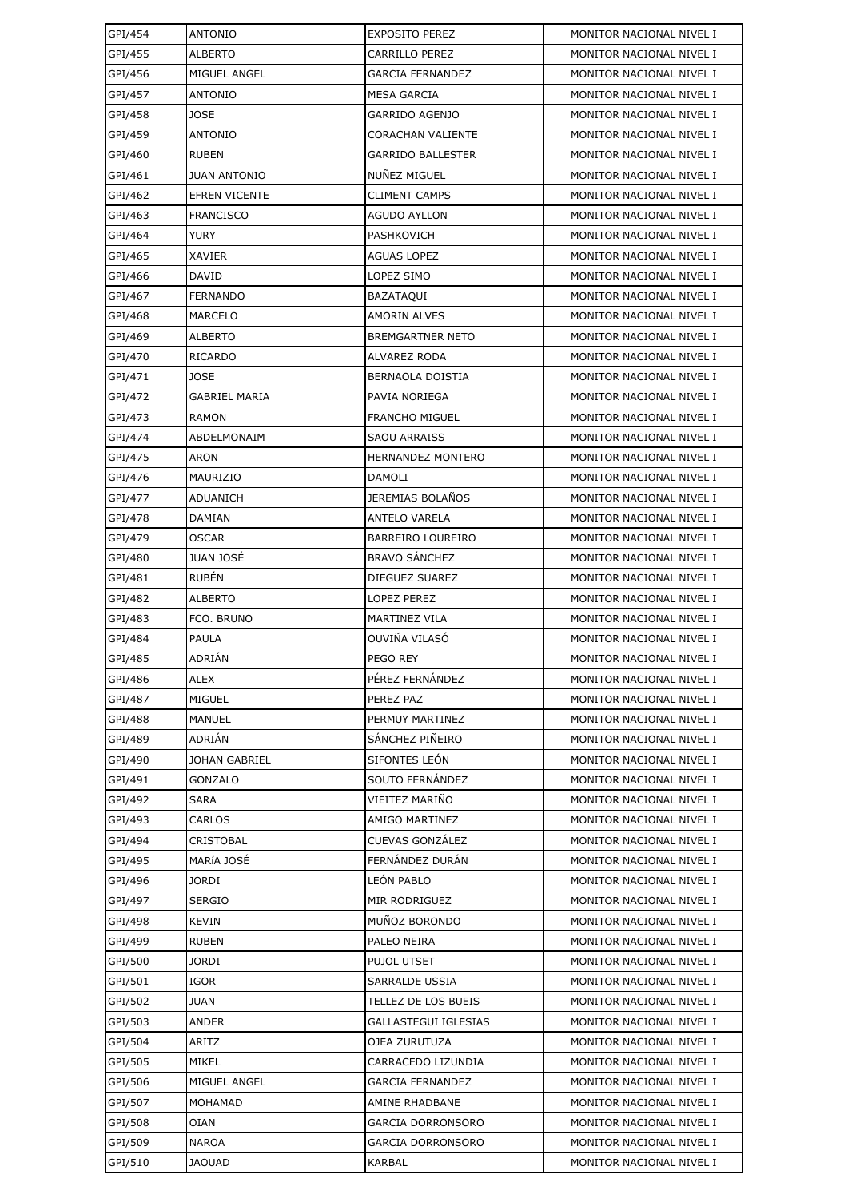| GPI/454 | ANTONIO | EXPOSITO PEREZ | MONITOR NACIONAL NIVEL I |
|---|---|---|---|
| GPI/455 | ALBERTO | CARRILLO PEREZ | MONITOR NACIONAL NIVEL I |
| GPI/456 | MIGUEL ANGEL | GARCIA FERNANDEZ | MONITOR NACIONAL NIVEL I |
| GPI/457 | ANTONIO | MESA GARCIA | MONITOR NACIONAL NIVEL I |
| GPI/458 | JOSE | GARRIDO AGENJO | MONITOR NACIONAL NIVEL I |
| GPI/459 | ANTONIO | CORACHAN VALIENTE | MONITOR NACIONAL NIVEL I |
| GPI/460 | RUBEN | GARRIDO BALLESTER | MONITOR NACIONAL NIVEL I |
| GPI/461 | JUAN ANTONIO | NUÑEZ MIGUEL | MONITOR NACIONAL NIVEL I |
| GPI/462 | EFREN VICENTE | CLIMENT CAMPS | MONITOR NACIONAL NIVEL I |
| GPI/463 | FRANCISCO | AGUDO AYLLON | MONITOR NACIONAL NIVEL I |
| GPI/464 | YURY | PASHKOVICH | MONITOR NACIONAL NIVEL I |
| GPI/465 | XAVIER | AGUAS LOPEZ | MONITOR NACIONAL NIVEL I |
| GPI/466 | DAVID | LOPEZ SIMO | MONITOR NACIONAL NIVEL I |
| GPI/467 | FERNANDO | BAZATAQUI | MONITOR NACIONAL NIVEL I |
| GPI/468 | MARCELO | AMORIN ALVES | MONITOR NACIONAL NIVEL I |
| GPI/469 | ALBERTO | BREMGARTNER NETO | MONITOR NACIONAL NIVEL I |
| GPI/470 | RICARDO | ALVAREZ RODA | MONITOR NACIONAL NIVEL I |
| GPI/471 | JOSE | BERNAOLA DOISTIA | MONITOR NACIONAL NIVEL I |
| GPI/472 | GABRIEL MARIA | PAVIA NORIEGA | MONITOR NACIONAL NIVEL I |
| GPI/473 | RAMON | FRANCHO MIGUEL | MONITOR NACIONAL NIVEL I |
| GPI/474 | ABDELMONAIM | SAOU ARRAISS | MONITOR NACIONAL NIVEL I |
| GPI/475 | ARON | HERNANDEZ MONTERO | MONITOR NACIONAL NIVEL I |
| GPI/476 | MAURIZIO | DAMOLI | MONITOR NACIONAL NIVEL I |
| GPI/477 | ADUANICH | JEREMIAS BOLAÑOS | MONITOR NACIONAL NIVEL I |
| GPI/478 | DAMIAN | ANTELO VARELA | MONITOR NACIONAL NIVEL I |
| GPI/479 | OSCAR | BARREIRO LOUREIRO | MONITOR NACIONAL NIVEL I |
| GPI/480 | JUAN JOSÉ | BRAVO SÁNCHEZ | MONITOR NACIONAL NIVEL I |
| GPI/481 | RUBÉN | DIEGUEZ SUAREZ | MONITOR NACIONAL NIVEL I |
| GPI/482 | ALBERTO | LOPEZ PEREZ | MONITOR NACIONAL NIVEL I |
| GPI/483 | FCO. BRUNO | MARTINEZ VILA | MONITOR NACIONAL NIVEL I |
| GPI/484 | PAULA | OUVIÑA VILASÓ | MONITOR NACIONAL NIVEL I |
| GPI/485 | ADRIÁN | PEGO REY | MONITOR NACIONAL NIVEL I |
| GPI/486 | ALEX | PÉREZ FERNÁNDEZ | MONITOR NACIONAL NIVEL I |
| GPI/487 | MIGUEL | PEREZ PAZ | MONITOR NACIONAL NIVEL I |
| GPI/488 | MANUEL | PERMUY MARTINEZ | MONITOR NACIONAL NIVEL I |
| GPI/489 | ADRIÁN | SÁNCHEZ PIÑEIRO | MONITOR NACIONAL NIVEL I |
| GPI/490 | JOHAN GABRIEL | SIFONTES LEÓN | MONITOR NACIONAL NIVEL I |
| GPI/491 | GONZALO | SOUTO FERNÁNDEZ | MONITOR NACIONAL NIVEL I |
| GPI/492 | SARA | VIEITEZ MARIÑO | MONITOR NACIONAL NIVEL I |
| GPI/493 | CARLOS | AMIGO MARTINEZ | MONITOR NACIONAL NIVEL I |
| GPI/494 | CRISTOBAL | CUEVAS GONZÁLEZ | MONITOR NACIONAL NIVEL I |
| GPI/495 | MARíA JOSÉ | FERNÁNDEZ DURÁN | MONITOR NACIONAL NIVEL I |
| GPI/496 | JORDI | LEÓN PABLO | MONITOR NACIONAL NIVEL I |
| GPI/497 | SERGIO | MIR RODRIGUEZ | MONITOR NACIONAL NIVEL I |
| GPI/498 | KEVIN | MUÑOZ BORONDO | MONITOR NACIONAL NIVEL I |
| GPI/499 | RUBEN | PALEO NEIRA | MONITOR NACIONAL NIVEL I |
| GPI/500 | JORDI | PUJOL UTSET | MONITOR NACIONAL NIVEL I |
| GPI/501 | IGOR | SARRALDE USSIA | MONITOR NACIONAL NIVEL I |
| GPI/502 | JUAN | TELLEZ DE LOS BUEIS | MONITOR NACIONAL NIVEL I |
| GPI/503 | ANDER | GALLASTEGUI IGLESIAS | MONITOR NACIONAL NIVEL I |
| GPI/504 | ARITZ | OJEA ZURUTUZA | MONITOR NACIONAL NIVEL I |
| GPI/505 | MIKEL | CARRACEDO LIZUNDIA | MONITOR NACIONAL NIVEL I |
| GPI/506 | MIGUEL ANGEL | GARCIA FERNANDEZ | MONITOR NACIONAL NIVEL I |
| GPI/507 | MOHAMAD | AMINE RHADBANE | MONITOR NACIONAL NIVEL I |
| GPI/508 | OIAN | GARCIA DORRONSORO | MONITOR NACIONAL NIVEL I |
| GPI/509 | NAROA | GARCIA DORRONSORO | MONITOR NACIONAL NIVEL I |
| GPI/510 | JAOUAD | KARBAL | MONITOR NACIONAL NIVEL I |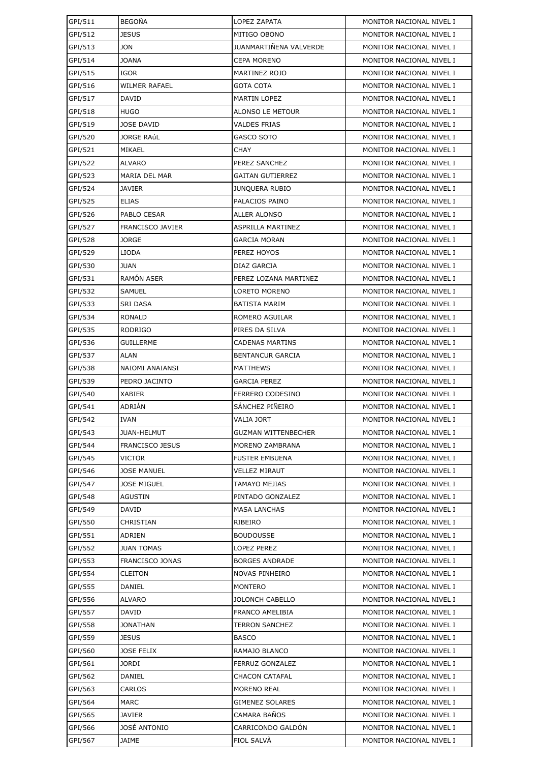| GPI/511 | BEGOÑA | LOPEZ ZAPATA | MONITOR NACIONAL NIVEL I |
|---|---|---|---|
| GPI/512 | JESUS | MITIGO OBONO | MONITOR NACIONAL NIVEL I |
| GPI/513 | JON | JUANMARTIÑENA VALVERDE | MONITOR NACIONAL NIVEL I |
| GPI/514 | JOANA | CEPA MORENO | MONITOR NACIONAL NIVEL I |
| GPI/515 | IGOR | MARTINEZ ROJO | MONITOR NACIONAL NIVEL I |
| GPI/516 | WILMER RAFAEL | GOTA COTA | MONITOR NACIONAL NIVEL I |
| GPI/517 | DAVID | MARTIN LOPEZ | MONITOR NACIONAL NIVEL I |
| GPI/518 | HUGO | ALONSO LE METOUR | MONITOR NACIONAL NIVEL I |
| GPI/519 | JOSE DAVID | VALDES FRIAS | MONITOR NACIONAL NIVEL I |
| GPI/520 | JORGE RAúL | GASCO SOTO | MONITOR NACIONAL NIVEL I |
| GPI/521 | MIKAEL | CHAY | MONITOR NACIONAL NIVEL I |
| GPI/522 | ALVARO | PEREZ SANCHEZ | MONITOR NACIONAL NIVEL I |
| GPI/523 | MARIA DEL MAR | GAITAN GUTIERREZ | MONITOR NACIONAL NIVEL I |
| GPI/524 | JAVIER | JUNQUERA RUBIO | MONITOR NACIONAL NIVEL I |
| GPI/525 | ELIAS | PALACIOS PAINO | MONITOR NACIONAL NIVEL I |
| GPI/526 | PABLO CESAR | ALLER ALONSO | MONITOR NACIONAL NIVEL I |
| GPI/527 | FRANCISCO JAVIER | ASPRILLA MARTINEZ | MONITOR NACIONAL NIVEL I |
| GPI/528 | JORGE | GARCIA MORAN | MONITOR NACIONAL NIVEL I |
| GPI/529 | LIODA | PEREZ HOYOS | MONITOR NACIONAL NIVEL I |
| GPI/530 | JUAN | DIAZ GARCIA | MONITOR NACIONAL NIVEL I |
| GPI/531 | RAMÓN ASER | PEREZ LOZANA MARTINEZ | MONITOR NACIONAL NIVEL I |
| GPI/532 | SAMUEL | LORETO MORENO | MONITOR NACIONAL NIVEL I |
| GPI/533 | SRI DASA | BATISTA MARIM | MONITOR NACIONAL NIVEL I |
| GPI/534 | RONALD | ROMERO AGUILAR | MONITOR NACIONAL NIVEL I |
| GPI/535 | RODRIGO | PIRES DA SILVA | MONITOR NACIONAL NIVEL I |
| GPI/536 | GUILLERME | CADENAS MARTINS | MONITOR NACIONAL NIVEL I |
| GPI/537 | ALAN | BENTANCUR GARCIA | MONITOR NACIONAL NIVEL I |
| GPI/538 | NAIOMI ANAIANSI | MATTHEWS | MONITOR NACIONAL NIVEL I |
| GPI/539 | PEDRO JACINTO | GARCIA PEREZ | MONITOR NACIONAL NIVEL I |
| GPI/540 | XABIER | FERRERO CODESINO | MONITOR NACIONAL NIVEL I |
| GPI/541 | ADRIÁN | SÁNCHEZ PIÑEIRO | MONITOR NACIONAL NIVEL I |
| GPI/542 | IVAN | VALIA JORT | MONITOR NACIONAL NIVEL I |
| GPI/543 | JUAN-HELMUT | GUZMAN WITTENBECHER | MONITOR NACIONAL NIVEL I |
| GPI/544 | FRANCISCO JESUS | MORENO ZAMBRANA | MONITOR NACIONAL NIVEL I |
| GPI/545 | VICTOR | FUSTER EMBUENA | MONITOR NACIONAL NIVEL I |
| GPI/546 | JOSE MANUEL | VELLEZ MIRAUT | MONITOR NACIONAL NIVEL I |
| GPI/547 | JOSE MIGUEL | TAMAYO MEJIAS | MONITOR NACIONAL NIVEL I |
| GPI/548 | AGUSTIN | PINTADO GONZALEZ | MONITOR NACIONAL NIVEL I |
| GPI/549 | DAVID | MASA LANCHAS | MONITOR NACIONAL NIVEL I |
| GPI/550 | CHRISTIAN | RIBEIRO | MONITOR NACIONAL NIVEL I |
| GPI/551 | ADRIEN | BOUDOUSSE | MONITOR NACIONAL NIVEL I |
| GPI/552 | JUAN TOMAS | LOPEZ PEREZ | MONITOR NACIONAL NIVEL I |
| GPI/553 | FRANCISCO JONAS | BORGES ANDRADE | MONITOR NACIONAL NIVEL I |
| GPI/554 | CLEITON | NOVAS PINHEIRO | MONITOR NACIONAL NIVEL I |
| GPI/555 | DANIEL | MONTERO | MONITOR NACIONAL NIVEL I |
| GPI/556 | ALVARO | JOLONCH CABELLO | MONITOR NACIONAL NIVEL I |
| GPI/557 | DAVID | FRANCO AMELIBIA | MONITOR NACIONAL NIVEL I |
| GPI/558 | JONATHAN | TERRON SANCHEZ | MONITOR NACIONAL NIVEL I |
| GPI/559 | JESUS | BASCO | MONITOR NACIONAL NIVEL I |
| GPI/560 | JOSE FELIX | RAMAJO BLANCO | MONITOR NACIONAL NIVEL I |
| GPI/561 | JORDI | FERRUZ GONZALEZ | MONITOR NACIONAL NIVEL I |
| GPI/562 | DANIEL | CHACON CATAFAL | MONITOR NACIONAL NIVEL I |
| GPI/563 | CARLOS | MORENO REAL | MONITOR NACIONAL NIVEL I |
| GPI/564 | MARC | GIMENEZ SOLARES | MONITOR NACIONAL NIVEL I |
| GPI/565 | JAVIER | CAMARA BAÑOS | MONITOR NACIONAL NIVEL I |
| GPI/566 | JOSÉ ANTONIO | CARRICONDO GALDÓN | MONITOR NACIONAL NIVEL I |
| GPI/567 | JAIME | FIOL SALVÀ | MONITOR NACIONAL NIVEL I |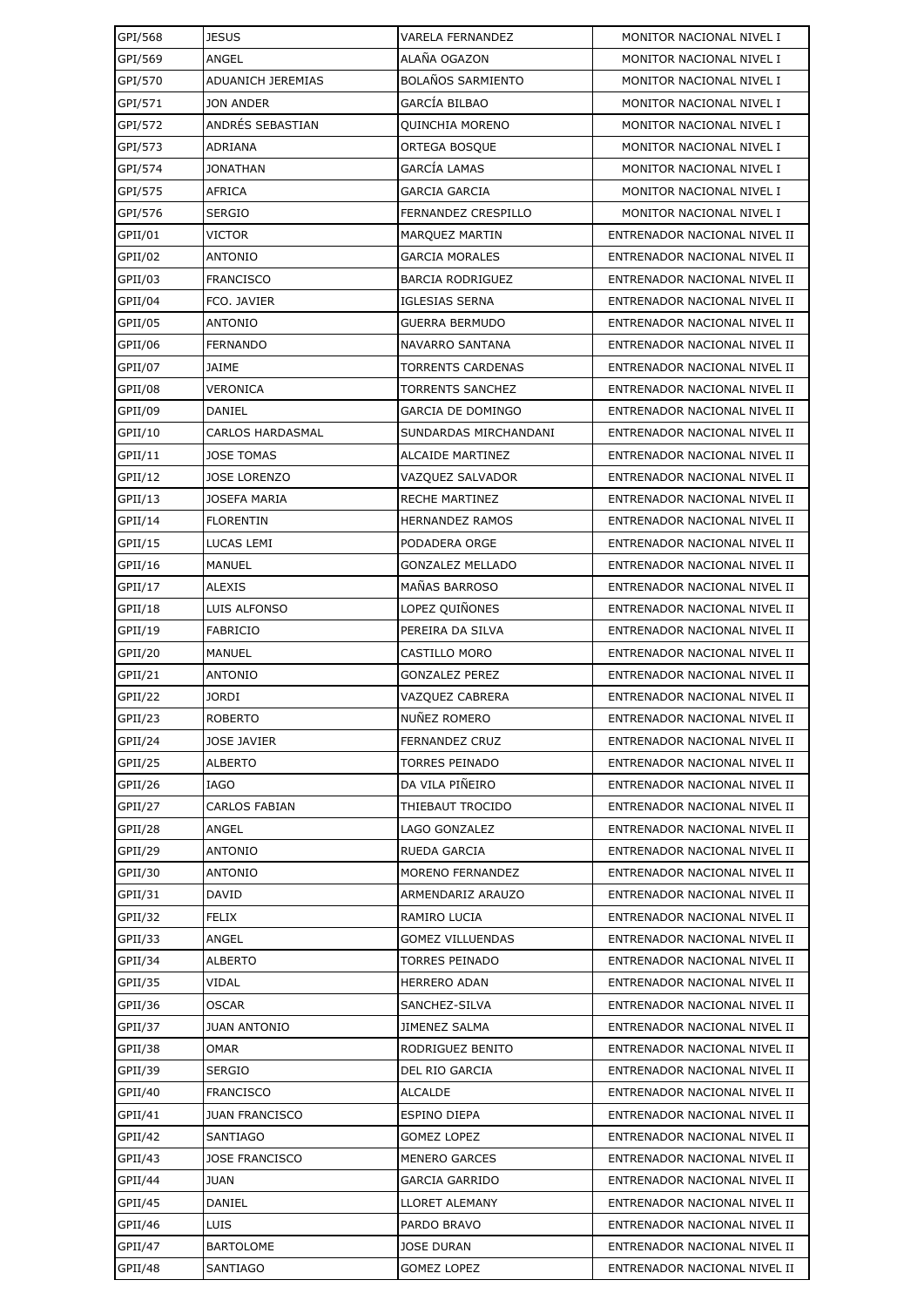| GPI/568 | JESUS | VARELA FERNANDEZ | MONITOR NACIONAL NIVEL I |
|---|---|---|---|
| GPI/569 | ANGEL | ALAÑA OGAZON | MONITOR NACIONAL NIVEL I |
| GPI/570 | ADUANICH JEREMIAS | BOLAÑOS SARMIENTO | MONITOR NACIONAL NIVEL I |
| GPI/571 | JON ANDER | GARCÍA BILBAO | MONITOR NACIONAL NIVEL I |
| GPI/572 | ANDRÉS SEBASTIAN | QUINCHIA MORENO | MONITOR NACIONAL NIVEL I |
| GPI/573 | ADRIANA | ORTEGA BOSQUE | MONITOR NACIONAL NIVEL I |
| GPI/574 | JONATHAN | GARCÍA LAMAS | MONITOR NACIONAL NIVEL I |
| GPI/575 | AFRICA | GARCIA GARCIA | MONITOR NACIONAL NIVEL I |
| GPI/576 | SERGIO | FERNANDEZ CRESPILLO | MONITOR NACIONAL NIVEL I |
| GPII/01 | VICTOR | MARQUEZ MARTIN | ENTRENADOR NACIONAL NIVEL II |
| GPII/02 | ANTONIO | GARCIA MORALES | ENTRENADOR NACIONAL NIVEL II |
| GPII/03 | FRANCISCO | BARCIA RODRIGUEZ | ENTRENADOR NACIONAL NIVEL II |
| GPII/04 | FCO. JAVIER | IGLESIAS SERNA | ENTRENADOR NACIONAL NIVEL II |
| GPII/05 | ANTONIO | GUERRA BERMUDO | ENTRENADOR NACIONAL NIVEL II |
| GPII/06 | FERNANDO | NAVARRO SANTANA | ENTRENADOR NACIONAL NIVEL II |
| GPII/07 | JAIME | TORRENTS CARDENAS | ENTRENADOR NACIONAL NIVEL II |
| GPII/08 | VERONICA | TORRENTS SANCHEZ | ENTRENADOR NACIONAL NIVEL II |
| GPII/09 | DANIEL | GARCIA DE DOMINGO | ENTRENADOR NACIONAL NIVEL II |
| GPII/10 | CARLOS HARDASMAL | SUNDARDAS MIRCHANDANI | ENTRENADOR NACIONAL NIVEL II |
| GPII/11 | JOSE TOMAS | ALCAIDE MARTINEZ | ENTRENADOR NACIONAL NIVEL II |
| GPII/12 | JOSE LORENZO | VAZQUEZ SALVADOR | ENTRENADOR NACIONAL NIVEL II |
| GPII/13 | JOSEFA MARIA | RECHE MARTINEZ | ENTRENADOR NACIONAL NIVEL II |
| GPII/14 | FLORENTIN | HERNANDEZ RAMOS | ENTRENADOR NACIONAL NIVEL II |
| GPII/15 | LUCAS LEMI | PODADERA ORGE | ENTRENADOR NACIONAL NIVEL II |
| GPII/16 | MANUEL | GONZALEZ MELLADO | ENTRENADOR NACIONAL NIVEL II |
| GPII/17 | ALEXIS | MAÑAS BARROSO | ENTRENADOR NACIONAL NIVEL II |
| GPII/18 | LUIS ALFONSO | LOPEZ QUIÑONES | ENTRENADOR NACIONAL NIVEL II |
| GPII/19 | FABRICIO | PEREIRA DA SILVA | ENTRENADOR NACIONAL NIVEL II |
| GPII/20 | MANUEL | CASTILLO MORO | ENTRENADOR NACIONAL NIVEL II |
| GPII/21 | ANTONIO | GONZALEZ PEREZ | ENTRENADOR NACIONAL NIVEL II |
| GPII/22 | JORDI | VAZQUEZ CABRERA | ENTRENADOR NACIONAL NIVEL II |
| GPII/23 | ROBERTO | NUÑEZ ROMERO | ENTRENADOR NACIONAL NIVEL II |
| GPII/24 | JOSE JAVIER | FERNANDEZ CRUZ | ENTRENADOR NACIONAL NIVEL II |
| GPII/25 | ALBERTO | TORRES PEINADO | ENTRENADOR NACIONAL NIVEL II |
| GPII/26 | IAGO | DA VILA PIÑEIRO | ENTRENADOR NACIONAL NIVEL II |
| GPII/27 | CARLOS FABIAN | THIEBAUT TROCIDO | ENTRENADOR NACIONAL NIVEL II |
| GPII/28 | ANGEL | LAGO GONZALEZ | ENTRENADOR NACIONAL NIVEL II |
| GPII/29 | ANTONIO | RUEDA GARCIA | ENTRENADOR NACIONAL NIVEL II |
| GPII/30 | ANTONIO | MORENO FERNANDEZ | ENTRENADOR NACIONAL NIVEL II |
| GPII/31 | DAVID | ARMENDARIZ ARAUZO | ENTRENADOR NACIONAL NIVEL II |
| GPII/32 | FELIX | RAMIRO LUCIA | ENTRENADOR NACIONAL NIVEL II |
| GPII/33 | ANGEL | GOMEZ VILLUENDAS | ENTRENADOR NACIONAL NIVEL II |
| GPII/34 | ALBERTO | TORRES PEINADO | ENTRENADOR NACIONAL NIVEL II |
| GPII/35 | VIDAL | HERRERO ADAN | ENTRENADOR NACIONAL NIVEL II |
| GPII/36 | OSCAR | SANCHEZ-SILVA | ENTRENADOR NACIONAL NIVEL II |
| GPII/37 | JUAN ANTONIO | JIMENEZ SALMA | ENTRENADOR NACIONAL NIVEL II |
| GPII/38 | OMAR | RODRIGUEZ BENITO | ENTRENADOR NACIONAL NIVEL II |
| GPII/39 | SERGIO | DEL RIO GARCIA | ENTRENADOR NACIONAL NIVEL II |
| GPII/40 | FRANCISCO | ALCALDE | ENTRENADOR NACIONAL NIVEL II |
| GPII/41 | JUAN FRANCISCO | ESPINO DIEPA | ENTRENADOR NACIONAL NIVEL II |
| GPII/42 | SANTIAGO | GOMEZ LOPEZ | ENTRENADOR NACIONAL NIVEL II |
| GPII/43 | JOSE FRANCISCO | MENERO GARCES | ENTRENADOR NACIONAL NIVEL II |
| GPII/44 | JUAN | GARCIA GARRIDO | ENTRENADOR NACIONAL NIVEL II |
| GPII/45 | DANIEL | LLORET ALEMANY | ENTRENADOR NACIONAL NIVEL II |
| GPII/46 | LUIS | PARDO BRAVO | ENTRENADOR NACIONAL NIVEL II |
| GPII/47 | BARTOLOME | JOSE DURAN | ENTRENADOR NACIONAL NIVEL II |
| GPII/48 | SANTIAGO | GOMEZ LOPEZ | ENTRENADOR NACIONAL NIVEL II |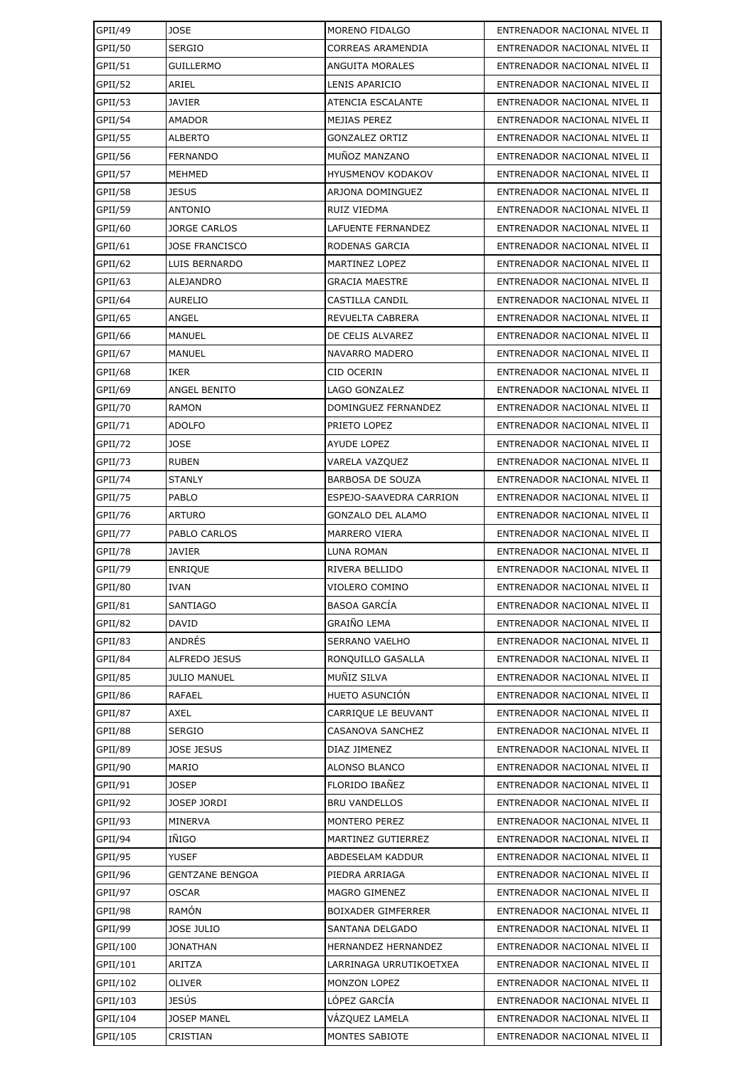| GPII/49 | JOSE | MORENO FIDALGO | ENTRENADOR NACIONAL NIVEL II |
|---|---|---|---|
| GPII/50 | SERGIO | CORREAS ARAMENDIA | ENTRENADOR NACIONAL NIVEL II |
| GPII/51 | GUILLERMO | ANGUITA MORALES | ENTRENADOR NACIONAL NIVEL II |
| GPII/52 | ARIEL | LENIS APARICIO | ENTRENADOR NACIONAL NIVEL II |
| GPII/53 | JAVIER | ATENCIA ESCALANTE | ENTRENADOR NACIONAL NIVEL II |
| GPII/54 | AMADOR | MEJIAS PEREZ | ENTRENADOR NACIONAL NIVEL II |
| GPII/55 | ALBERTO | GONZALEZ ORTIZ | ENTRENADOR NACIONAL NIVEL II |
| GPII/56 | FERNANDO | MUÑOZ MANZANO | ENTRENADOR NACIONAL NIVEL II |
| GPII/57 | MEHMED | HYUSMENOV KODAKOV | ENTRENADOR NACIONAL NIVEL II |
| GPII/58 | JESUS | ARJONA DOMINGUEZ | ENTRENADOR NACIONAL NIVEL II |
| GPII/59 | ANTONIO | RUIZ VIEDMA | ENTRENADOR NACIONAL NIVEL II |
| GPII/60 | JORGE CARLOS | LAFUENTE FERNANDEZ | ENTRENADOR NACIONAL NIVEL II |
| GPII/61 | JOSE FRANCISCO | RODENAS GARCIA | ENTRENADOR NACIONAL NIVEL II |
| GPII/62 | LUIS BERNARDO | MARTINEZ LOPEZ | ENTRENADOR NACIONAL NIVEL II |
| GPII/63 | ALEJANDRO | GRACIA MAESTRE | ENTRENADOR NACIONAL NIVEL II |
| GPII/64 | AURELIO | CASTILLA CANDIL | ENTRENADOR NACIONAL NIVEL II |
| GPII/65 | ANGEL | REVUELTA CABRERA | ENTRENADOR NACIONAL NIVEL II |
| GPII/66 | MANUEL | DE CELIS ALVAREZ | ENTRENADOR NACIONAL NIVEL II |
| GPII/67 | MANUEL | NAVARRO MADERO | ENTRENADOR NACIONAL NIVEL II |
| GPII/68 | IKER | CID OCERIN | ENTRENADOR NACIONAL NIVEL II |
| GPII/69 | ANGEL BENITO | LAGO GONZALEZ | ENTRENADOR NACIONAL NIVEL II |
| GPII/70 | RAMON | DOMINGUEZ FERNANDEZ | ENTRENADOR NACIONAL NIVEL II |
| GPII/71 | ADOLFO | PRIETO LOPEZ | ENTRENADOR NACIONAL NIVEL II |
| GPII/72 | JOSE | AYUDE LOPEZ | ENTRENADOR NACIONAL NIVEL II |
| GPII/73 | RUBEN | VARELA VAZQUEZ | ENTRENADOR NACIONAL NIVEL II |
| GPII/74 | STANLY | BARBOSA DE SOUZA | ENTRENADOR NACIONAL NIVEL II |
| GPII/75 | PABLO | ESPEJO-SAAVEDRA CARRION | ENTRENADOR NACIONAL NIVEL II |
| GPII/76 | ARTURO | GONZALO DEL ALAMO | ENTRENADOR NACIONAL NIVEL II |
| GPII/77 | PABLO CARLOS | MARRERO VIERA | ENTRENADOR NACIONAL NIVEL II |
| GPII/78 | JAVIER | LUNA ROMAN | ENTRENADOR NACIONAL NIVEL II |
| GPII/79 | ENRIQUE | RIVERA BELLIDO | ENTRENADOR NACIONAL NIVEL II |
| GPII/80 | IVAN | VIOLERO COMINO | ENTRENADOR NACIONAL NIVEL II |
| GPII/81 | SANTIAGO | BASOA GARCÍA | ENTRENADOR NACIONAL NIVEL II |
| GPII/82 | DAVID | GRAIÑO LEMA | ENTRENADOR NACIONAL NIVEL II |
| GPII/83 | ANDRÉS | SERRANO VAELHO | ENTRENADOR NACIONAL NIVEL II |
| GPII/84 | ALFREDO JESUS | RONQUILLO GASALLA | ENTRENADOR NACIONAL NIVEL II |
| GPII/85 | JULIO MANUEL | MUÑIZ SILVA | ENTRENADOR NACIONAL NIVEL II |
| GPII/86 | RAFAEL | HUETO ASUNCIÓN | ENTRENADOR NACIONAL NIVEL II |
| GPII/87 | AXEL | CARRIQUE LE BEUVANT | ENTRENADOR NACIONAL NIVEL II |
| GPII/88 | SERGIO | CASANOVA SANCHEZ | ENTRENADOR NACIONAL NIVEL II |
| GPII/89 | JOSE JESUS | DIAZ JIMENEZ | ENTRENADOR NACIONAL NIVEL II |
| GPII/90 | MARIO | ALONSO BLANCO | ENTRENADOR NACIONAL NIVEL II |
| GPII/91 | JOSEP | FLORIDO IBAÑEZ | ENTRENADOR NACIONAL NIVEL II |
| GPII/92 | JOSEP JORDI | BRU VANDELLOS | ENTRENADOR NACIONAL NIVEL II |
| GPII/93 | MINERVA | MONTERO PEREZ | ENTRENADOR NACIONAL NIVEL II |
| GPII/94 | IÑIGO | MARTINEZ GUTIERREZ | ENTRENADOR NACIONAL NIVEL II |
| GPII/95 | YUSEF | ABDESELAM KADDUR | ENTRENADOR NACIONAL NIVEL II |
| GPII/96 | GENTZANE BENGOA | PIEDRA ARRIAGA | ENTRENADOR NACIONAL NIVEL II |
| GPII/97 | OSCAR | MAGRO GIMENEZ | ENTRENADOR NACIONAL NIVEL II |
| GPII/98 | RAMÓN | BOIXADER GIMFERRER | ENTRENADOR NACIONAL NIVEL II |
| GPII/99 | JOSE JULIO | SANTANA DELGADO | ENTRENADOR NACIONAL NIVEL II |
| GPII/100 | JONATHAN | HERNANDEZ HERNANDEZ | ENTRENADOR NACIONAL NIVEL II |
| GPII/101 | ARITZA | LARRINAGA URRUTIKOETXEA | ENTRENADOR NACIONAL NIVEL II |
| GPII/102 | OLIVER | MONZON LOPEZ | ENTRENADOR NACIONAL NIVEL II |
| GPII/103 | JESÚS | LÓPEZ GARCÍA | ENTRENADOR NACIONAL NIVEL II |
| GPII/104 | JOSEP MANEL | VÁZQUEZ LAMELA | ENTRENADOR NACIONAL NIVEL II |
| GPII/105 | CRISTIAN | MONTES SABIOTE | ENTRENADOR NACIONAL NIVEL II |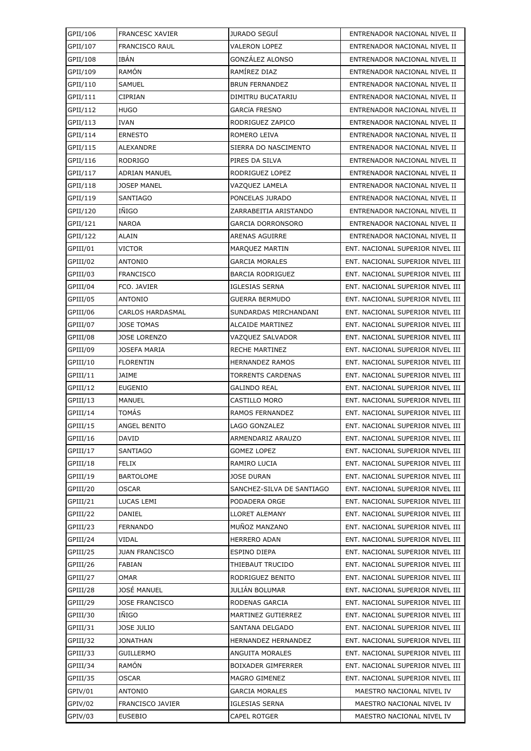| | | | |
|---|---|---|---|
| GPII/106 | FRANCESC XAVIER | JURADO SEGUÍ | ENTRENADOR NACIONAL NIVEL II |
| GPII/107 | FRANCISCO RAUL | VALERON LOPEZ | ENTRENADOR NACIONAL NIVEL II |
| GPII/108 | IBÁN | GONZÁLEZ ALONSO | ENTRENADOR NACIONAL NIVEL II |
| GPII/109 | RAMÓN | RAMÍREZ DIAZ | ENTRENADOR NACIONAL NIVEL II |
| GPII/110 | SAMUEL | BRUN FERNANDEZ | ENTRENADOR NACIONAL NIVEL II |
| GPII/111 | CIPRIAN | DIMITRU BUCATARIU | ENTRENADOR NACIONAL NIVEL II |
| GPII/112 | HUGO | GARCÍA FRESNO | ENTRENADOR NACIONAL NIVEL II |
| GPII/113 | IVAN | RODRIGUEZ ZAPICO | ENTRENADOR NACIONAL NIVEL II |
| GPII/114 | ERNESTO | ROMERO LEIVA | ENTRENADOR NACIONAL NIVEL II |
| GPII/115 | ALEXANDRE | SIERRA DO NASCIMENTO | ENTRENADOR NACIONAL NIVEL II |
| GPII/116 | RODRIGO | PIRES DA SILVA | ENTRENADOR NACIONAL NIVEL II |
| GPII/117 | ADRIAN MANUEL | RODRIGUEZ LOPEZ | ENTRENADOR NACIONAL NIVEL II |
| GPII/118 | JOSEP MANEL | VAZQUEZ LAMELA | ENTRENADOR NACIONAL NIVEL II |
| GPII/119 | SANTIAGO | PONCELAS JURADO | ENTRENADOR NACIONAL NIVEL II |
| GPII/120 | IÑIGO | ZARRABEITIA ARISTANDO | ENTRENADOR NACIONAL NIVEL II |
| GPII/121 | NAROA | GARCIA DORRONSORO | ENTRENADOR NACIONAL NIVEL II |
| GPII/122 | ALAIN | ARENAS AGUIRRE | ENTRENADOR NACIONAL NIVEL II |
| GPIII/01 | VICTOR | MARQUEZ MARTIN | ENT. NACIONAL SUPERIOR NIVEL III |
| GPIII/02 | ANTONIO | GARCIA MORALES | ENT. NACIONAL SUPERIOR NIVEL III |
| GPIII/03 | FRANCISCO | BARCIA RODRIGUEZ | ENT. NACIONAL SUPERIOR NIVEL III |
| GPIII/04 | FCO. JAVIER | IGLESIAS SERNA | ENT. NACIONAL SUPERIOR NIVEL III |
| GPIII/05 | ANTONIO | GUERRA BERMUDO | ENT. NACIONAL SUPERIOR NIVEL III |
| GPIII/06 | CARLOS HARDASMAL | SUNDARDAS MIRCHANDANI | ENT. NACIONAL SUPERIOR NIVEL III |
| GPIII/07 | JOSE TOMAS | ALCAIDE MARTINEZ | ENT. NACIONAL SUPERIOR NIVEL III |
| GPIII/08 | JOSE LORENZO | VAZQUEZ SALVADOR | ENT. NACIONAL SUPERIOR NIVEL III |
| GPIII/09 | JOSEFA MARIA | RECHE MARTINEZ | ENT. NACIONAL SUPERIOR NIVEL III |
| GPIII/10 | FLORENTIN | HERNANDEZ RAMOS | ENT. NACIONAL SUPERIOR NIVEL III |
| GPIII/11 | JAIME | TORRENTS CARDENAS | ENT. NACIONAL SUPERIOR NIVEL III |
| GPIII/12 | EUGENIO | GALINDO REAL | ENT. NACIONAL SUPERIOR NIVEL III |
| GPIII/13 | MANUEL | CASTILLO MORO | ENT. NACIONAL SUPERIOR NIVEL III |
| GPIII/14 | TOMÁS | RAMOS FERNANDEZ | ENT. NACIONAL SUPERIOR NIVEL III |
| GPIII/15 | ANGEL BENITO | LAGO GONZALEZ | ENT. NACIONAL SUPERIOR NIVEL III |
| GPIII/16 | DAVID | ARMENDARIZ ARAUZO | ENT. NACIONAL SUPERIOR NIVEL III |
| GPIII/17 | SANTIAGO | GOMEZ LOPEZ | ENT. NACIONAL SUPERIOR NIVEL III |
| GPIII/18 | FELIX | RAMIRO LUCIA | ENT. NACIONAL SUPERIOR NIVEL III |
| GPIII/19 | BARTOLOME | JOSE DURAN | ENT. NACIONAL SUPERIOR NIVEL III |
| GPIII/20 | OSCAR | SANCHEZ-SILVA DE SANTIAGO | ENT. NACIONAL SUPERIOR NIVEL III |
| GPIII/21 | LUCAS LEMI | PODADERA ORGE | ENT. NACIONAL SUPERIOR NIVEL III |
| GPIII/22 | DANIEL | LLORET ALEMANY | ENT. NACIONAL SUPERIOR NIVEL III |
| GPIII/23 | FERNANDO | MUÑOZ MANZANO | ENT. NACIONAL SUPERIOR NIVEL III |
| GPIII/24 | VIDAL | HERRERO ADAN | ENT. NACIONAL SUPERIOR NIVEL III |
| GPIII/25 | JUAN FRANCISCO | ESPINO DIEPA | ENT. NACIONAL SUPERIOR NIVEL III |
| GPIII/26 | FABIAN | THIEBAUT TRUCIDO | ENT. NACIONAL SUPERIOR NIVEL III |
| GPIII/27 | OMAR | RODRIGUEZ BENITO | ENT. NACIONAL SUPERIOR NIVEL III |
| GPIII/28 | JOSÉ MANUEL | JULIÁN BOLUMAR | ENT. NACIONAL SUPERIOR NIVEL III |
| GPIII/29 | JOSE FRANCISCO | RODENAS GARCIA | ENT. NACIONAL SUPERIOR NIVEL III |
| GPIII/30 | IÑIGO | MARTINEZ GUTIERREZ | ENT. NACIONAL SUPERIOR NIVEL III |
| GPIII/31 | JOSE JULIO | SANTANA DELGADO | ENT. NACIONAL SUPERIOR NIVEL III |
| GPIII/32 | JONATHAN | HERNANDEZ HERNANDEZ | ENT. NACIONAL SUPERIOR NIVEL III |
| GPIII/33 | GUILLERMO | ANGUITA MORALES | ENT. NACIONAL SUPERIOR NIVEL III |
| GPIII/34 | RAMÓN | BOIXADER GIMFERRER | ENT. NACIONAL SUPERIOR NIVEL III |
| GPIII/35 | OSCAR | MAGRO GIMENEZ | ENT. NACIONAL SUPERIOR NIVEL III |
| GPIV/01 | ANTONIO | GARCIA MORALES | MAESTRO NACIONAL NIVEL IV |
| GPIV/02 | FRANCISCO JAVIER | IGLESIAS SERNA | MAESTRO NACIONAL NIVEL IV |
| GPIV/03 | EUSEBIO | CAPEL ROTGER | MAESTRO NACIONAL NIVEL IV |